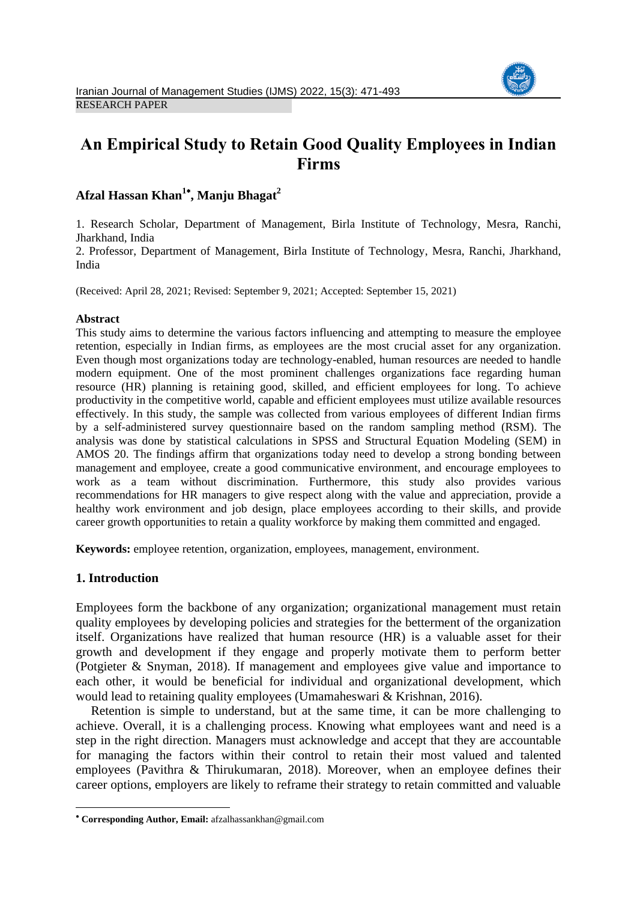RESEARCH PAPER

# An Empirical Study to Retain Good Quality Employees in Indian Firms

**Afzal Hassan Khan[1*], Manju Bhagat[2]**

1. Research Scholar, Department of Management, Birla Institute of Technology, Mesra, Ranchi, Jharkhand, India
2. Professor, Department of Management, Birla Institute of Technology, Mesra, Ranchi, Jharkhand, India

(Received: April 28, 2021; Revised: September 9, 2021; Accepted: September 15, 2021)

### Abstract

This study aims to determine the various factors influencing and attempting to measure the employee retention, especially in Indian firms, as employees are the most crucial asset for any organization. Even though most organizations today are technology-enabled, human resources are needed to handle modern equipment. One of the most prominent challenges organizations face regarding human resource (HR) planning is retaining good, skilled, and efficient employees for long. To achieve productivity in the competitive world, capable and efficient employees must utilize available resources effectively. In this study, the sample was collected from various employees of different Indian firms by a self-administered survey questionnaire based on the random sampling method (RSM). The analysis was done by statistical calculations in SPSS and Structural Equation Modeling (SEM) in AMOS 20. The findings affirm that organizations today need to develop a strong bonding between management and employee, create a good communicative environment, and encourage employees to work as a team without discrimination. Furthermore, this study also provides various recommendations for HR managers to give respect along with the value and appreciation, provide a healthy work environment and job design, place employees according to their skills, and provide career growth opportunities to retain a quality workforce by making them committed and engaged.

**Keywords:** employee retention, organization, employees, management, environment.

## 1. Introduction

Employees form the backbone of any organization; organizational management must retain quality employees by developing policies and strategies for the betterment of the organization itself. Organizations have realized that human resource (HR) is a valuable asset for their growth and development if they engage and properly motivate them to perform better (Potgieter & Snyman, 2018). If management and employees give value and importance to each other, it would be beneficial for individual and organizational development, which would lead to retaining quality employees (Umamaheswari & Krishnan, 2016).

Retention is simple to understand, but at the same time, it can be more challenging to achieve. Overall, it is a challenging process. Knowing what employees want and need is a step in the right direction. Managers must acknowledge and accept that they are accountable for managing the factors within their control to retain their most valued and talented employees (Pavithra & Thirukumaran, 2018). Moreover, when an employee defines their career options, employers are likely to reframe their strategy to retain committed and valuable

---

[*] **Corresponding Author, Email:** afzalhassankhan@gmail.com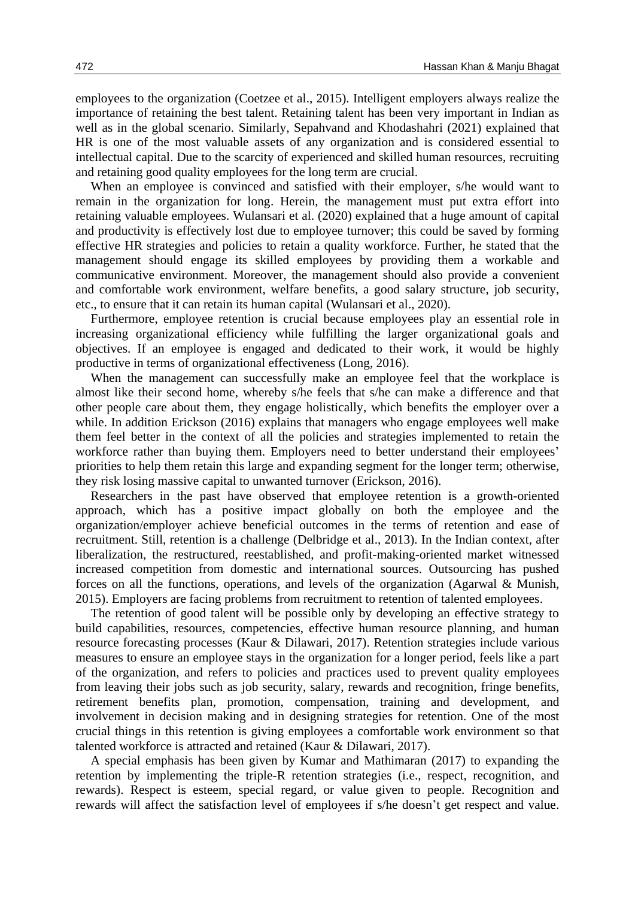employees to the organization (Coetzee et al., 2015). Intelligent employers always realize the importance of retaining the best talent. Retaining talent has been very important in Indian as well as in the global scenario. Similarly, Sepahvand and Khodashahri (2021) explained that HR is one of the most valuable assets of any organization and is considered essential to intellectual capital. Due to the scarcity of experienced and skilled human resources, recruiting and retaining good quality employees for the long term are crucial.

When an employee is convinced and satisfied with their employer, s/he would want to remain in the organization for long. Herein, the management must put extra effort into retaining valuable employees. Wulansari et al. (2020) explained that a huge amount of capital and productivity is effectively lost due to employee turnover; this could be saved by forming effective HR strategies and policies to retain a quality workforce. Further, he stated that the management should engage its skilled employees by providing them a workable and communicative environment. Moreover, the management should also provide a convenient and comfortable work environment, welfare benefits, a good salary structure, job security, etc., to ensure that it can retain its human capital (Wulansari et al., 2020).

Furthermore, employee retention is crucial because employees play an essential role in increasing organizational efficiency while fulfilling the larger organizational goals and objectives. If an employee is engaged and dedicated to their work, it would be highly productive in terms of organizational effectiveness (Long, 2016).

When the management can successfully make an employee feel that the workplace is almost like their second home, whereby s/he feels that s/he can make a difference and that other people care about them, they engage holistically, which benefits the employer over a while. In addition Erickson (2016) explains that managers who engage employees well make them feel better in the context of all the policies and strategies implemented to retain the workforce rather than buying them. Employers need to better understand their employees' priorities to help them retain this large and expanding segment for the longer term; otherwise, they risk losing massive capital to unwanted turnover (Erickson, 2016).

Researchers in the past have observed that employee retention is a growth-oriented approach, which has a positive impact globally on both the employee and the organization/employer achieve beneficial outcomes in the terms of retention and ease of recruitment. Still, retention is a challenge (Delbridge et al., 2013). In the Indian context, after liberalization, the restructured, reestablished, and profit-making-oriented market witnessed increased competition from domestic and international sources. Outsourcing has pushed forces on all the functions, operations, and levels of the organization (Agarwal & Munish, 2015). Employers are facing problems from recruitment to retention of talented employees.

The retention of good talent will be possible only by developing an effective strategy to build capabilities, resources, competencies, effective human resource planning, and human resource forecasting processes (Kaur & Dilawari, 2017). Retention strategies include various measures to ensure an employee stays in the organization for a longer period, feels like a part of the organization, and refers to policies and practices used to prevent quality employees from leaving their jobs such as job security, salary, rewards and recognition, fringe benefits, retirement benefits plan, promotion, compensation, training and development, and involvement in decision making and in designing strategies for retention. One of the most crucial things in this retention is giving employees a comfortable work environment so that talented workforce is attracted and retained (Kaur & Dilawari, 2017).

A special emphasis has been given by Kumar and Mathimaran (2017) to expanding the retention by implementing the triple-R retention strategies (i.e., respect, recognition, and rewards). Respect is esteem, special regard, or value given to people. Recognition and rewards will affect the satisfaction level of employees if s/he doesn't get respect and value.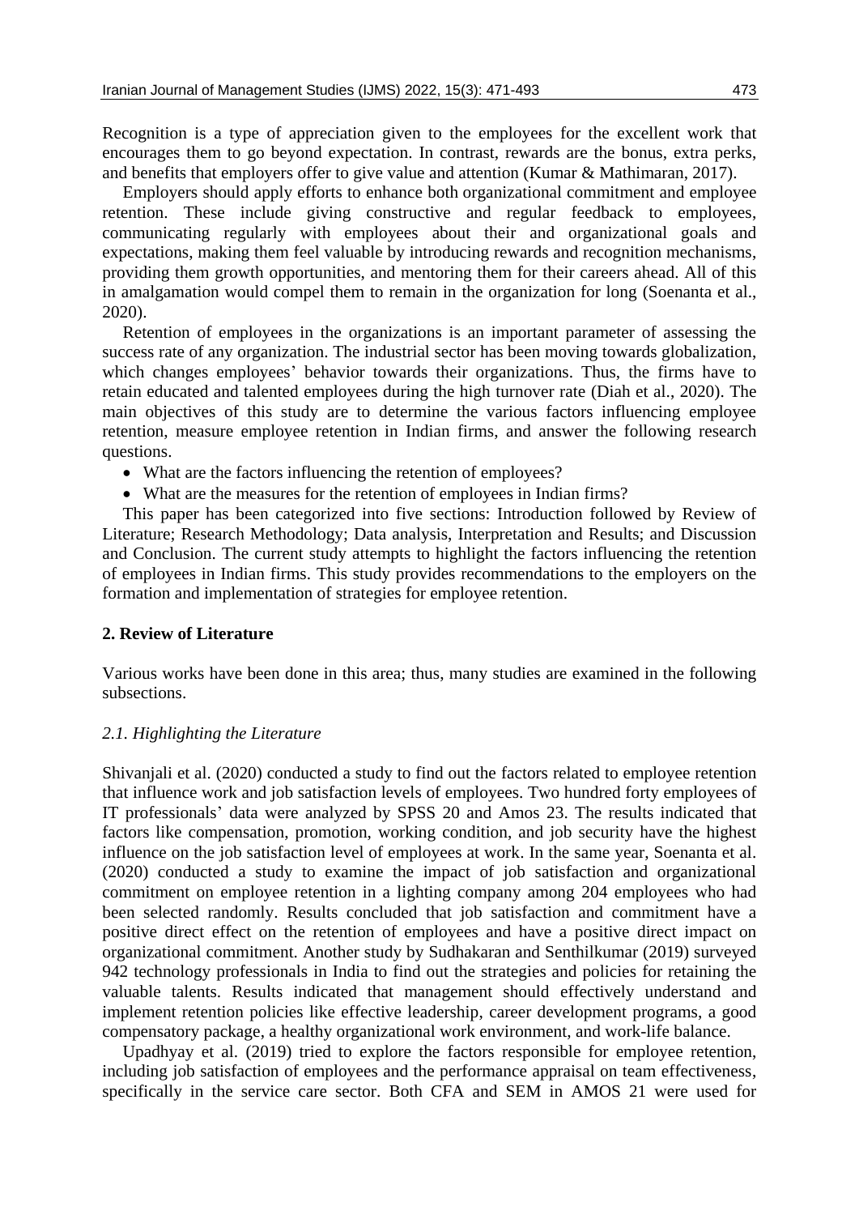Recognition is a type of appreciation given to the employees for the excellent work that encourages them to go beyond expectation. In contrast, rewards are the bonus, extra perks, and benefits that employers offer to give value and attention (Kumar & Mathimaran, 2017).

Employers should apply efforts to enhance both organizational commitment and employee retention. These include giving constructive and regular feedback to employees, communicating regularly with employees about their and organizational goals and expectations, making them feel valuable by introducing rewards and recognition mechanisms, providing them growth opportunities, and mentoring them for their careers ahead. All of this in amalgamation would compel them to remain in the organization for long (Soenanta et al., 2020).

Retention of employees in the organizations is an important parameter of assessing the success rate of any organization. The industrial sector has been moving towards globalization, which changes employees' behavior towards their organizations. Thus, the firms have to retain educated and talented employees during the high turnover rate (Diah et al., 2020). The main objectives of this study are to determine the various factors influencing employee retention, measure employee retention in Indian firms, and answer the following research questions.

- What are the factors influencing the retention of employees?
- What are the measures for the retention of employees in Indian firms?

This paper has been categorized into five sections: Introduction followed by Review of Literature; Research Methodology; Data analysis, Interpretation and Results; and Discussion and Conclusion. The current study attempts to highlight the factors influencing the retention of employees in Indian firms. This study provides recommendations to the employers on the formation and implementation of strategies for employee retention.

## 2. Review of Literature

Various works have been done in this area; thus, many studies are examined in the following subsections.

### *2.1. Highlighting the Literature*

Shivanjali et al. (2020) conducted a study to find out the factors related to employee retention that influence work and job satisfaction levels of employees. Two hundred forty employees of IT professionals' data were analyzed by SPSS 20 and Amos 23. The results indicated that factors like compensation, promotion, working condition, and job security have the highest influence on the job satisfaction level of employees at work. In the same year, Soenanta et al. (2020) conducted a study to examine the impact of job satisfaction and organizational commitment on employee retention in a lighting company among 204 employees who had been selected randomly. Results concluded that job satisfaction and commitment have a positive direct effect on the retention of employees and have a positive direct impact on organizational commitment. Another study by Sudhakaran and Senthilkumar (2019) surveyed 942 technology professionals in India to find out the strategies and policies for retaining the valuable talents. Results indicated that management should effectively understand and implement retention policies like effective leadership, career development programs, a good compensatory package, a healthy organizational work environment, and work-life balance.

Upadhyay et al. (2019) tried to explore the factors responsible for employee retention, including job satisfaction of employees and the performance appraisal on team effectiveness, specifically in the service care sector. Both CFA and SEM in AMOS 21 were used for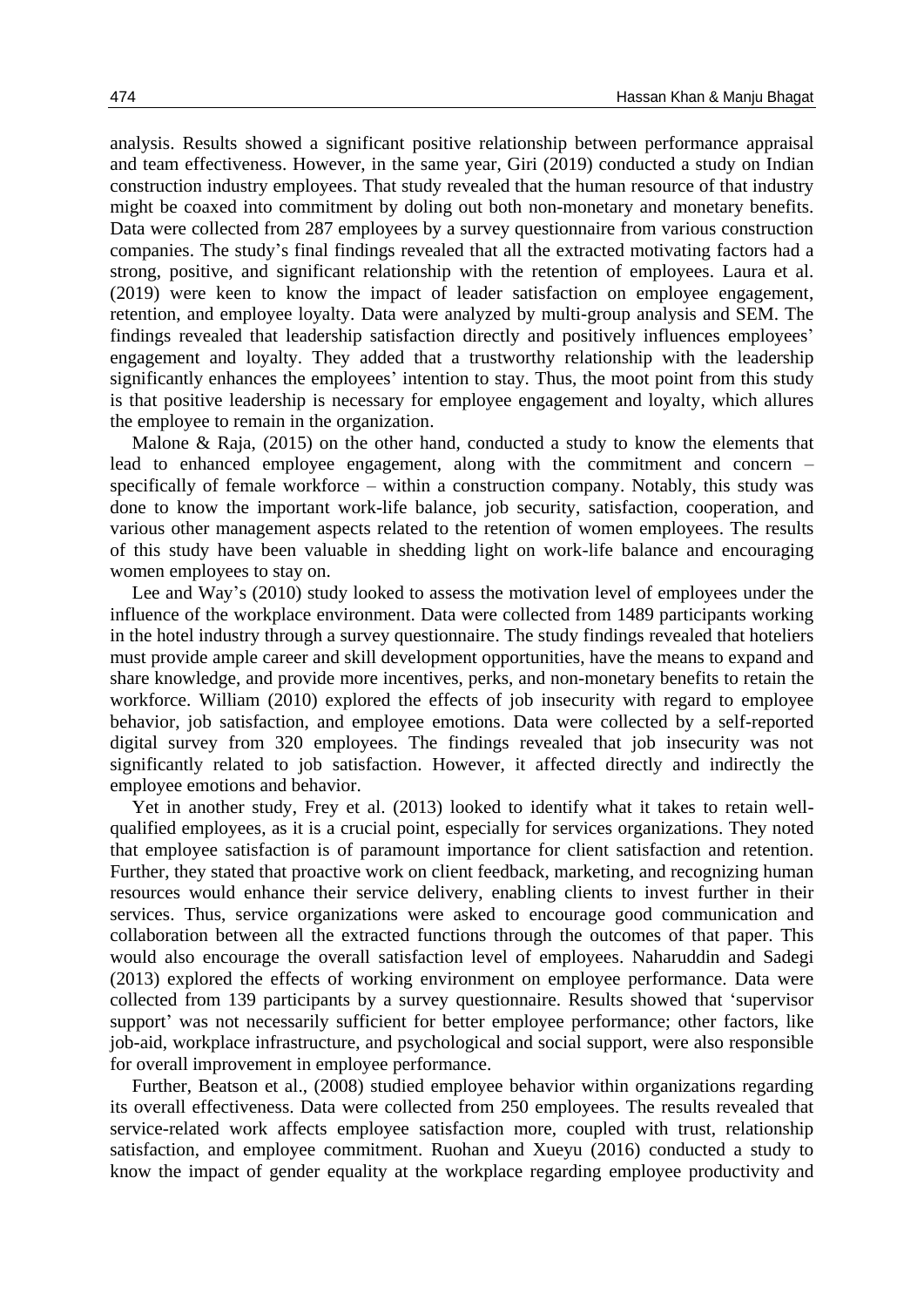analysis. Results showed a significant positive relationship between performance appraisal and team effectiveness. However, in the same year, Giri (2019) conducted a study on Indian construction industry employees. That study revealed that the human resource of that industry might be coaxed into commitment by doling out both non-monetary and monetary benefits. Data were collected from 287 employees by a survey questionnaire from various construction companies. The study's final findings revealed that all the extracted motivating factors had a strong, positive, and significant relationship with the retention of employees. Laura et al. (2019) were keen to know the impact of leader satisfaction on employee engagement, retention, and employee loyalty. Data were analyzed by multi-group analysis and SEM. The findings revealed that leadership satisfaction directly and positively influences employees' engagement and loyalty. They added that a trustworthy relationship with the leadership significantly enhances the employees' intention to stay. Thus, the moot point from this study is that positive leadership is necessary for employee engagement and loyalty, which allures the employee to remain in the organization.

Malone & Raja, (2015) on the other hand, conducted a study to know the elements that lead to enhanced employee engagement, along with the commitment and concern – specifically of female workforce – within a construction company. Notably, this study was done to know the important work-life balance, job security, satisfaction, cooperation, and various other management aspects related to the retention of women employees. The results of this study have been valuable in shedding light on work-life balance and encouraging women employees to stay on.

Lee and Way's (2010) study looked to assess the motivation level of employees under the influence of the workplace environment. Data were collected from 1489 participants working in the hotel industry through a survey questionnaire. The study findings revealed that hoteliers must provide ample career and skill development opportunities, have the means to expand and share knowledge, and provide more incentives, perks, and non-monetary benefits to retain the workforce. William (2010) explored the effects of job insecurity with regard to employee behavior, job satisfaction, and employee emotions. Data were collected by a self-reported digital survey from 320 employees. The findings revealed that job insecurity was not significantly related to job satisfaction. However, it affected directly and indirectly the employee emotions and behavior.

Yet in another study, Frey et al. (2013) looked to identify what it takes to retain well-qualified employees, as it is a crucial point, especially for services organizations. They noted that employee satisfaction is of paramount importance for client satisfaction and retention. Further, they stated that proactive work on client feedback, marketing, and recognizing human resources would enhance their service delivery, enabling clients to invest further in their services. Thus, service organizations were asked to encourage good communication and collaboration between all the extracted functions through the outcomes of that paper. This would also encourage the overall satisfaction level of employees. Naharuddin and Sadegi (2013) explored the effects of working environment on employee performance. Data were collected from 139 participants by a survey questionnaire. Results showed that 'supervisor support' was not necessarily sufficient for better employee performance; other factors, like job-aid, workplace infrastructure, and psychological and social support, were also responsible for overall improvement in employee performance.

Further, Beatson et al., (2008) studied employee behavior within organizations regarding its overall effectiveness. Data were collected from 250 employees. The results revealed that service-related work affects employee satisfaction more, coupled with trust, relationship satisfaction, and employee commitment. Ruohan and Xueyu (2016) conducted a study to know the impact of gender equality at the workplace regarding employee productivity and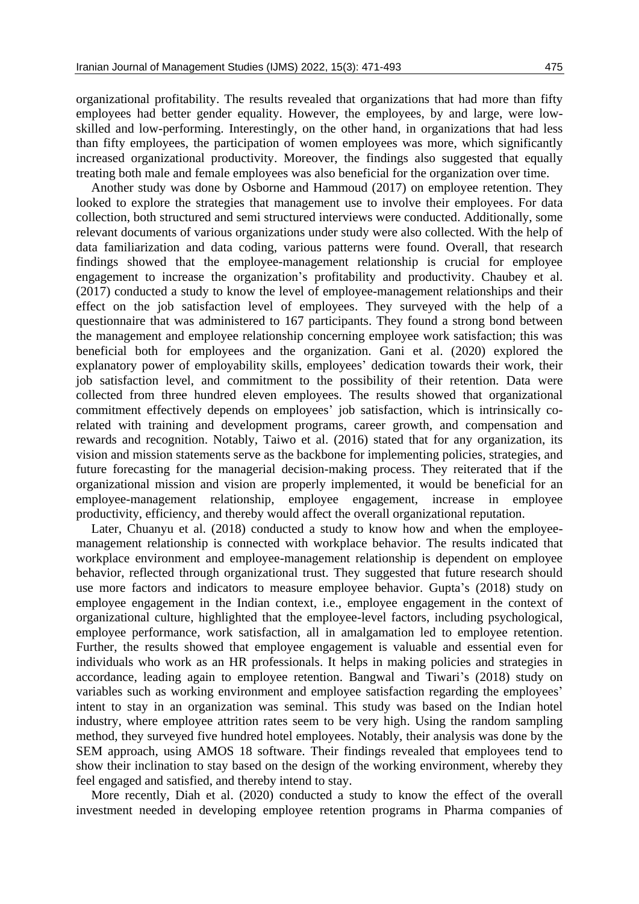organizational profitability. The results revealed that organizations that had more than fifty employees had better gender equality. However, the employees, by and large, were low-skilled and low-performing. Interestingly, on the other hand, in organizations that had less than fifty employees, the participation of women employees was more, which significantly increased organizational productivity. Moreover, the findings also suggested that equally treating both male and female employees was also beneficial for the organization over time.

Another study was done by Osborne and Hammoud (2017) on employee retention. They looked to explore the strategies that management use to involve their employees. For data collection, both structured and semi structured interviews were conducted. Additionally, some relevant documents of various organizations under study were also collected. With the help of data familiarization and data coding, various patterns were found. Overall, that research findings showed that the employee-management relationship is crucial for employee engagement to increase the organization's profitability and productivity. Chaubey et al. (2017) conducted a study to know the level of employee-management relationships and their effect on the job satisfaction level of employees. They surveyed with the help of a questionnaire that was administered to 167 participants. They found a strong bond between the management and employee relationship concerning employee work satisfaction; this was beneficial both for employees and the organization. Gani et al. (2020) explored the explanatory power of employability skills, employees' dedication towards their work, their job satisfaction level, and commitment to the possibility of their retention. Data were collected from three hundred eleven employees. The results showed that organizational commitment effectively depends on employees' job satisfaction, which is intrinsically co-related with training and development programs, career growth, and compensation and rewards and recognition. Notably, Taiwo et al. (2016) stated that for any organization, its vision and mission statements serve as the backbone for implementing policies, strategies, and future forecasting for the managerial decision-making process. They reiterated that if the organizational mission and vision are properly implemented, it would be beneficial for an employee-management relationship, employee engagement, increase in employee productivity, efficiency, and thereby would affect the overall organizational reputation.

Later, Chuanyu et al. (2018) conducted a study to know how and when the employee-management relationship is connected with workplace behavior. The results indicated that workplace environment and employee-management relationship is dependent on employee behavior, reflected through organizational trust. They suggested that future research should use more factors and indicators to measure employee behavior. Gupta's (2018) study on employee engagement in the Indian context, i.e., employee engagement in the context of organizational culture, highlighted that the employee-level factors, including psychological, employee performance, work satisfaction, all in amalgamation led to employee retention. Further, the results showed that employee engagement is valuable and essential even for individuals who work as an HR professionals. It helps in making policies and strategies in accordance, leading again to employee retention. Bangwal and Tiwari's (2018) study on variables such as working environment and employee satisfaction regarding the employees' intent to stay in an organization was seminal. This study was based on the Indian hotel industry, where employee attrition rates seem to be very high. Using the random sampling method, they surveyed five hundred hotel employees. Notably, their analysis was done by the SEM approach, using AMOS 18 software. Their findings revealed that employees tend to show their inclination to stay based on the design of the working environment, whereby they feel engaged and satisfied, and thereby intend to stay.

More recently, Diah et al. (2020) conducted a study to know the effect of the overall investment needed in developing employee retention programs in Pharma companies of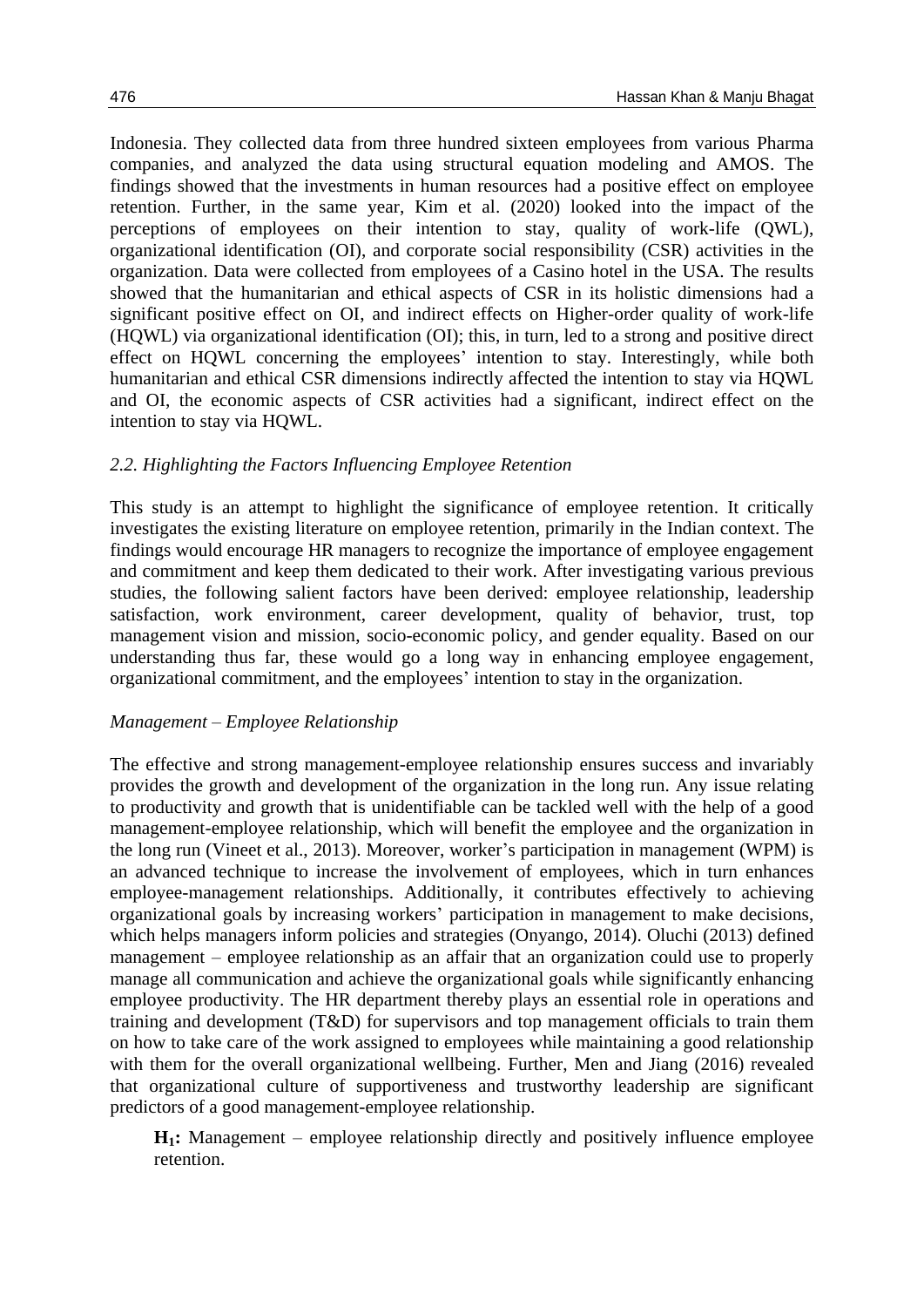Indonesia. They collected data from three hundred sixteen employees from various Pharma companies, and analyzed the data using structural equation modeling and AMOS. The findings showed that the investments in human resources had a positive effect on employee retention. Further, in the same year, Kim et al. (2020) looked into the impact of the perceptions of employees on their intention to stay, quality of work-life (QWL), organizational identification (OI), and corporate social responsibility (CSR) activities in the organization. Data were collected from employees of a Casino hotel in the USA. The results showed that the humanitarian and ethical aspects of CSR in its holistic dimensions had a significant positive effect on OI, and indirect effects on Higher-order quality of work-life (HQWL) via organizational identification (OI); this, in turn, led to a strong and positive direct effect on HQWL concerning the employees' intention to stay. Interestingly, while both humanitarian and ethical CSR dimensions indirectly affected the intention to stay via HQWL and OI, the economic aspects of CSR activities had a significant, indirect effect on the intention to stay via HQWL.

### *2.2. Highlighting the Factors Influencing Employee Retention*

This study is an attempt to highlight the significance of employee retention. It critically investigates the existing literature on employee retention, primarily in the Indian context. The findings would encourage HR managers to recognize the importance of employee engagement and commitment and keep them dedicated to their work. After investigating various previous studies, the following salient factors have been derived: employee relationship, leadership satisfaction, work environment, career development, quality of behavior, trust, top management vision and mission, socio-economic policy, and gender equality. Based on our understanding thus far, these would go a long way in enhancing employee engagement, organizational commitment, and the employees' intention to stay in the organization.

#### *Management – Employee Relationship*

The effective and strong management-employee relationship ensures success and invariably provides the growth and development of the organization in the long run. Any issue relating to productivity and growth that is unidentifiable can be tackled well with the help of a good management-employee relationship, which will benefit the employee and the organization in the long run (Vineet et al., 2013). Moreover, worker's participation in management (WPM) is an advanced technique to increase the involvement of employees, which in turn enhances employee-management relationships. Additionally, it contributes effectively to achieving organizational goals by increasing workers' participation in management to make decisions, which helps managers inform policies and strategies (Onyango, 2014). Oluchi (2013) defined management – employee relationship as an affair that an organization could use to properly manage all communication and achieve the organizational goals while significantly enhancing employee productivity. The HR department thereby plays an essential role in operations and training and development (T&D) for supervisors and top management officials to train them on how to take care of the work assigned to employees while maintaining a good relationship with them for the overall organizational wellbeing. Further, Men and Jiang (2016) revealed that organizational culture of supportiveness and trustworthy leadership are significant predictors of a good management-employee relationship.

> **$H_1$:** Management – employee relationship directly and positively influence employee retention.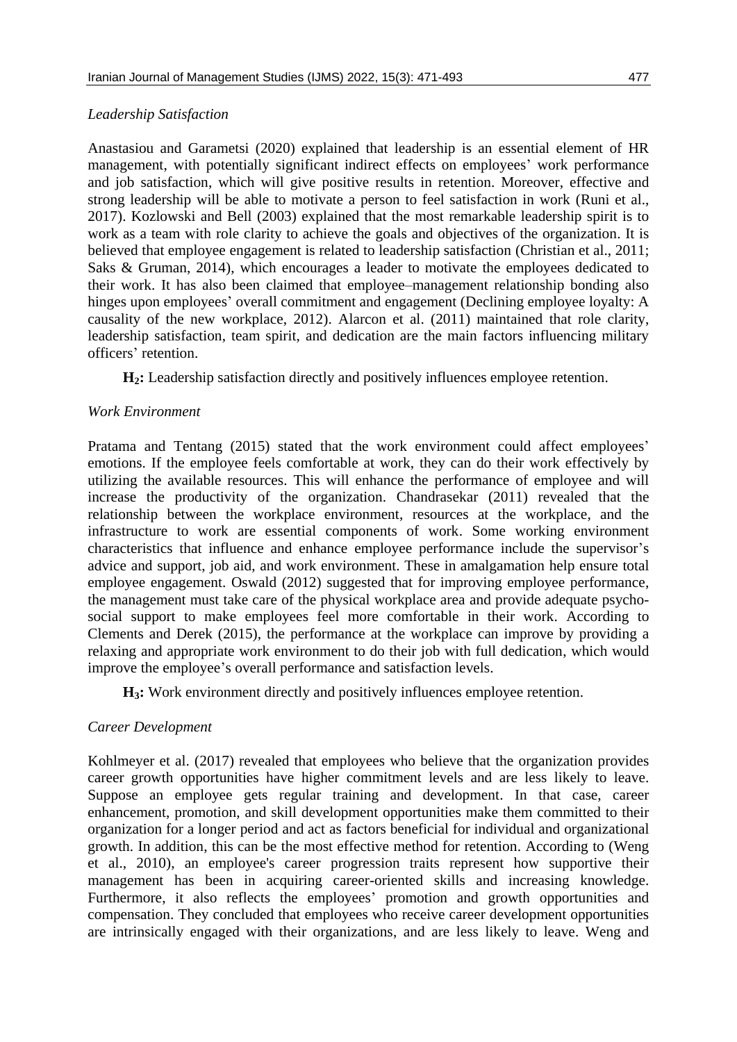*Leadership Satisfaction*

Anastasiou and Garametsi (2020) explained that leadership is an essential element of HR management, with potentially significant indirect effects on employees' work performance and job satisfaction, which will give positive results in retention. Moreover, effective and strong leadership will be able to motivate a person to feel satisfaction in work (Runi et al., 2017). Kozlowski and Bell (2003) explained that the most remarkable leadership spirit is to work as a team with role clarity to achieve the goals and objectives of the organization. It is believed that employee engagement is related to leadership satisfaction (Christian et al., 2011; Saks & Gruman, 2014), which encourages a leader to motivate the employees dedicated to their work. It has also been claimed that employee–management relationship bonding also hinges upon employees' overall commitment and engagement (Declining employee loyalty: A causality of the new workplace, 2012). Alarcon et al. (2011) maintained that role clarity, leadership satisfaction, team spirit, and dedication are the main factors influencing military officers' retention.

**$H_2$:** Leadership satisfaction directly and positively influences employee retention.

*Work Environment*

Pratama and Tentang (2015) stated that the work environment could affect employees' emotions. If the employee feels comfortable at work, they can do their work effectively by utilizing the available resources. This will enhance the performance of employee and will increase the productivity of the organization. Chandrasekar (2011) revealed that the relationship between the workplace environment, resources at the workplace, and the infrastructure to work are essential components of work. Some working environment characteristics that influence and enhance employee performance include the supervisor's advice and support, job aid, and work environment. These in amalgamation help ensure total employee engagement. Oswald (2012) suggested that for improving employee performance, the management must take care of the physical workplace area and provide adequate psycho-social support to make employees feel more comfortable in their work. According to Clements and Derek (2015), the performance at the workplace can improve by providing a relaxing and appropriate work environment to do their job with full dedication, which would improve the employee's overall performance and satisfaction levels.

**$H_3$:** Work environment directly and positively influences employee retention.

*Career Development*

Kohlmeyer et al. (2017) revealed that employees who believe that the organization provides career growth opportunities have higher commitment levels and are less likely to leave. Suppose an employee gets regular training and development. In that case, career enhancement, promotion, and skill development opportunities make them committed to their organization for a longer period and act as factors beneficial for individual and organizational growth. In addition, this can be the most effective method for retention. According to (Weng et al., 2010), an employee's career progression traits represent how supportive their management has been in acquiring career-oriented skills and increasing knowledge. Furthermore, it also reflects the employees' promotion and growth opportunities and compensation. They concluded that employees who receive career development opportunities are intrinsically engaged with their organizations, and are less likely to leave. Weng and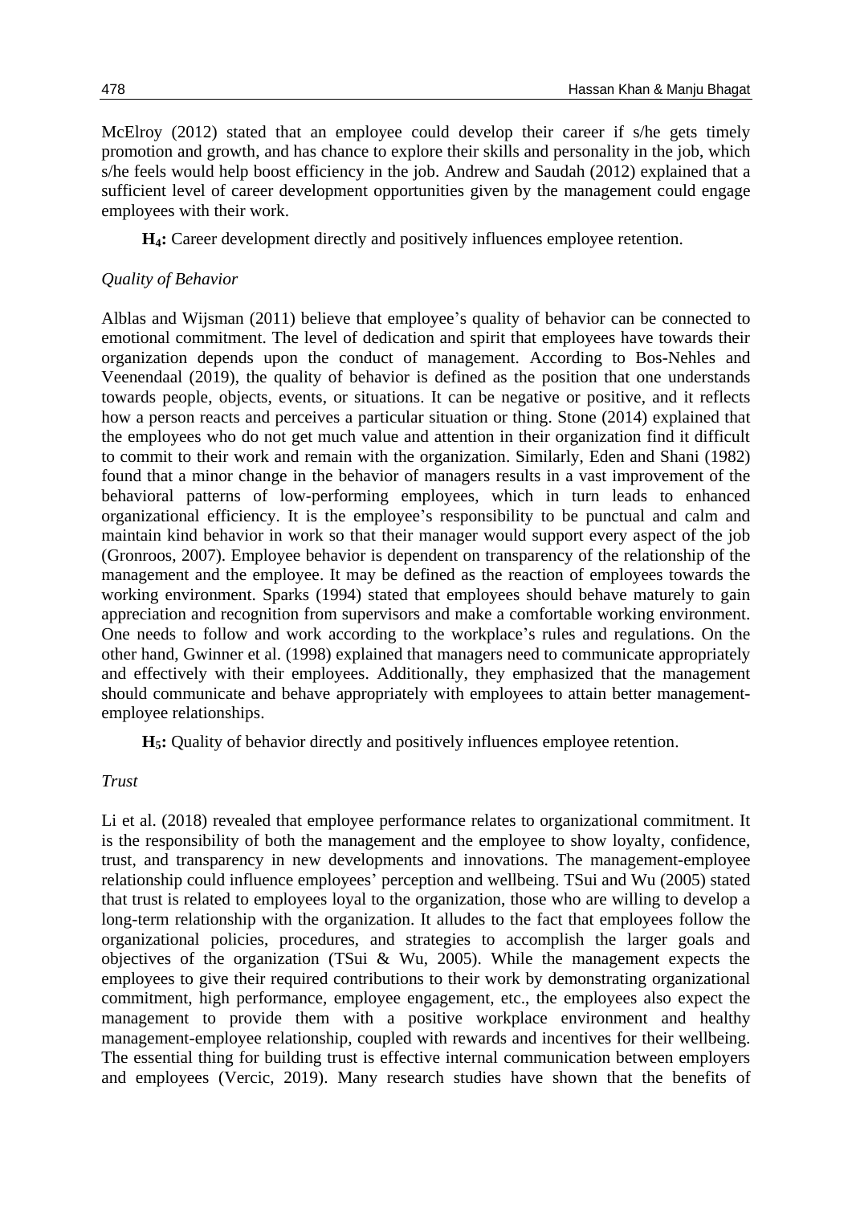McElroy (2012) stated that an employee could develop their career if s/he gets timely promotion and growth, and has chance to explore their skills and personality in the job, which s/he feels would help boost efficiency in the job. Andrew and Saudah (2012) explained that a sufficient level of career development opportunities given by the management could engage employees with their work.

**$H_4$:** Career development directly and positively influences employee retention.

*Quality of Behavior*

Alblas and Wijsman (2011) believe that employee's quality of behavior can be connected to emotional commitment. The level of dedication and spirit that employees have towards their organization depends upon the conduct of management. According to Bos-Nehles and Veenendaal (2019), the quality of behavior is defined as the position that one understands towards people, objects, events, or situations. It can be negative or positive, and it reflects how a person reacts and perceives a particular situation or thing. Stone (2014) explained that the employees who do not get much value and attention in their organization find it difficult to commit to their work and remain with the organization. Similarly, Eden and Shani (1982) found that a minor change in the behavior of managers results in a vast improvement of the behavioral patterns of low-performing employees, which in turn leads to enhanced organizational efficiency. It is the employee's responsibility to be punctual and calm and maintain kind behavior in work so that their manager would support every aspect of the job (Gronroos, 2007). Employee behavior is dependent on transparency of the relationship of the management and the employee. It may be defined as the reaction of employees towards the working environment. Sparks (1994) stated that employees should behave maturely to gain appreciation and recognition from supervisors and make a comfortable working environment. One needs to follow and work according to the workplace's rules and regulations. On the other hand, Gwinner et al. (1998) explained that managers need to communicate appropriately and effectively with their employees. Additionally, they emphasized that the management should communicate and behave appropriately with employees to attain better management-employee relationships.

**$H_5$:** Quality of behavior directly and positively influences employee retention.

*Trust*

Li et al. (2018) revealed that employee performance relates to organizational commitment. It is the responsibility of both the management and the employee to show loyalty, confidence, trust, and transparency in new developments and innovations. The management-employee relationship could influence employees' perception and wellbeing. TSui and Wu (2005) stated that trust is related to employees loyal to the organization, those who are willing to develop a long-term relationship with the organization. It alludes to the fact that employees follow the organizational policies, procedures, and strategies to accomplish the larger goals and objectives of the organization (TSui & Wu, 2005). While the management expects the employees to give their required contributions to their work by demonstrating organizational commitment, high performance, employee engagement, etc., the employees also expect the management to provide them with a positive workplace environment and healthy management-employee relationship, coupled with rewards and incentives for their wellbeing. The essential thing for building trust is effective internal communication between employers and employees (Vercic, 2019). Many research studies have shown that the benefits of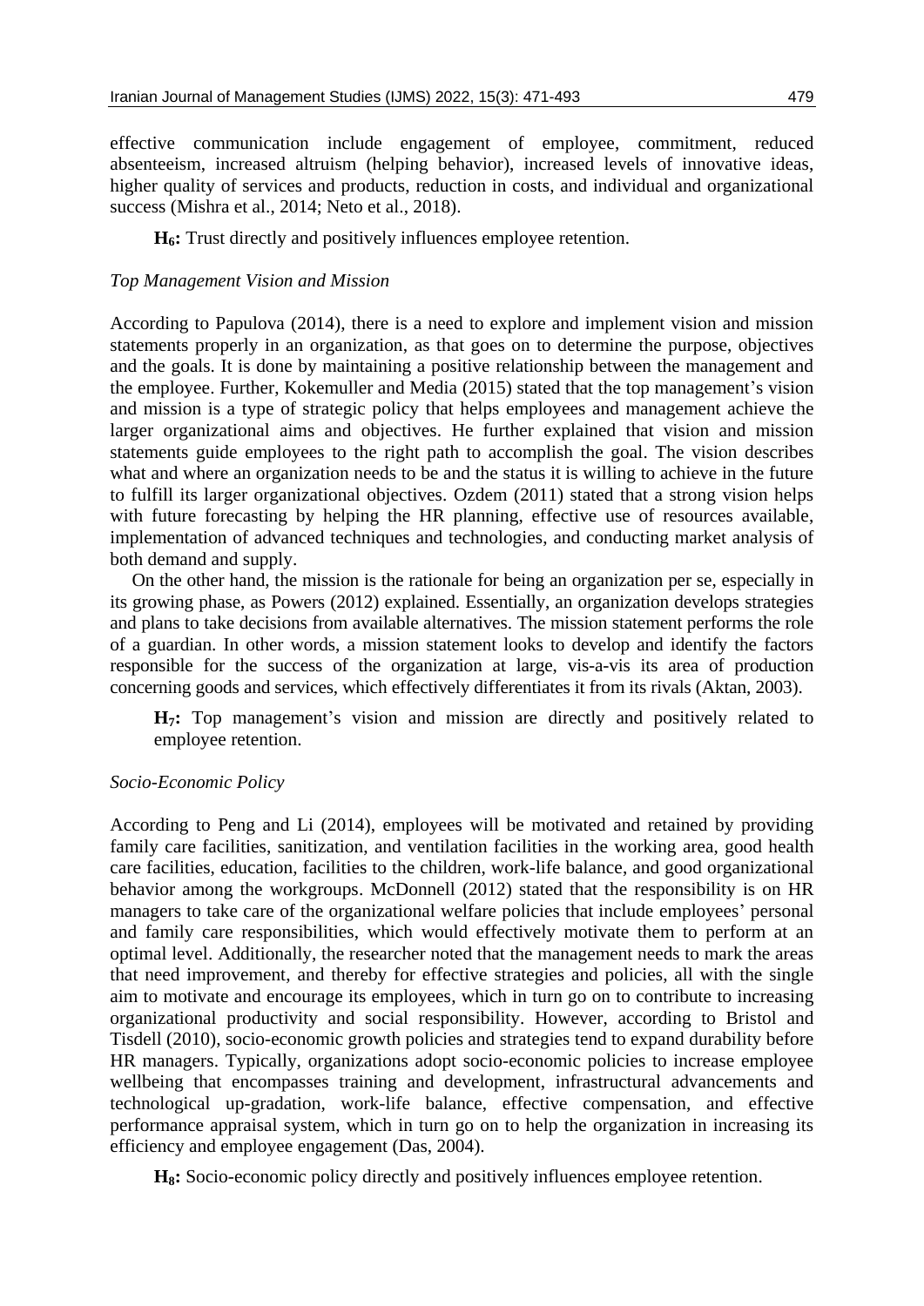effective communication include engagement of employee, commitment, reduced absenteeism, increased altruism (helping behavior), increased levels of innovative ideas, higher quality of services and products, reduction in costs, and individual and organizational success (Mishra et al., 2014; Neto et al., 2018).

> **$H_6$:** Trust directly and positively influences employee retention.

*Top Management Vision and Mission*

According to Papulova (2014), there is a need to explore and implement vision and mission statements properly in an organization, as that goes on to determine the purpose, objectives and the goals. It is done by maintaining a positive relationship between the management and the employee. Further, Kokemuller and Media (2015) stated that the top management's vision and mission is a type of strategic policy that helps employees and management achieve the larger organizational aims and objectives. He further explained that vision and mission statements guide employees to the right path to accomplish the goal. The vision describes what and where an organization needs to be and the status it is willing to achieve in the future to fulfill its larger organizational objectives. Ozdem (2011) stated that a strong vision helps with future forecasting by helping the HR planning, effective use of resources available, implementation of advanced techniques and technologies, and conducting market analysis of both demand and supply.

On the other hand, the mission is the rationale for being an organization per se, especially in its growing phase, as Powers (2012) explained. Essentially, an organization develops strategies and plans to take decisions from available alternatives. The mission statement performs the role of a guardian. In other words, a mission statement looks to develop and identify the factors responsible for the success of the organization at large, vis-a-vis its area of production concerning goods and services, which effectively differentiates it from its rivals (Aktan, 2003).

> **$H_7$:** Top management's vision and mission are directly and positively related to employee retention.

*Socio-Economic Policy*

According to Peng and Li (2014), employees will be motivated and retained by providing family care facilities, sanitization, and ventilation facilities in the working area, good health care facilities, education, facilities to the children, work-life balance, and good organizational behavior among the workgroups. McDonnell (2012) stated that the responsibility is on HR managers to take care of the organizational welfare policies that include employees' personal and family care responsibilities, which would effectively motivate them to perform at an optimal level. Additionally, the researcher noted that the management needs to mark the areas that need improvement, and thereby for effective strategies and policies, all with the single aim to motivate and encourage its employees, which in turn go on to contribute to increasing organizational productivity and social responsibility. However, according to Bristol and Tisdell (2010), socio-economic growth policies and strategies tend to expand durability before HR managers. Typically, organizations adopt socio-economic policies to increase employee wellbeing that encompasses training and development, infrastructural advancements and technological up-gradation, work-life balance, effective compensation, and effective performance appraisal system, which in turn go on to help the organization in increasing its efficiency and employee engagement (Das, 2004).

> **$H_8$:** Socio-economic policy directly and positively influences employee retention.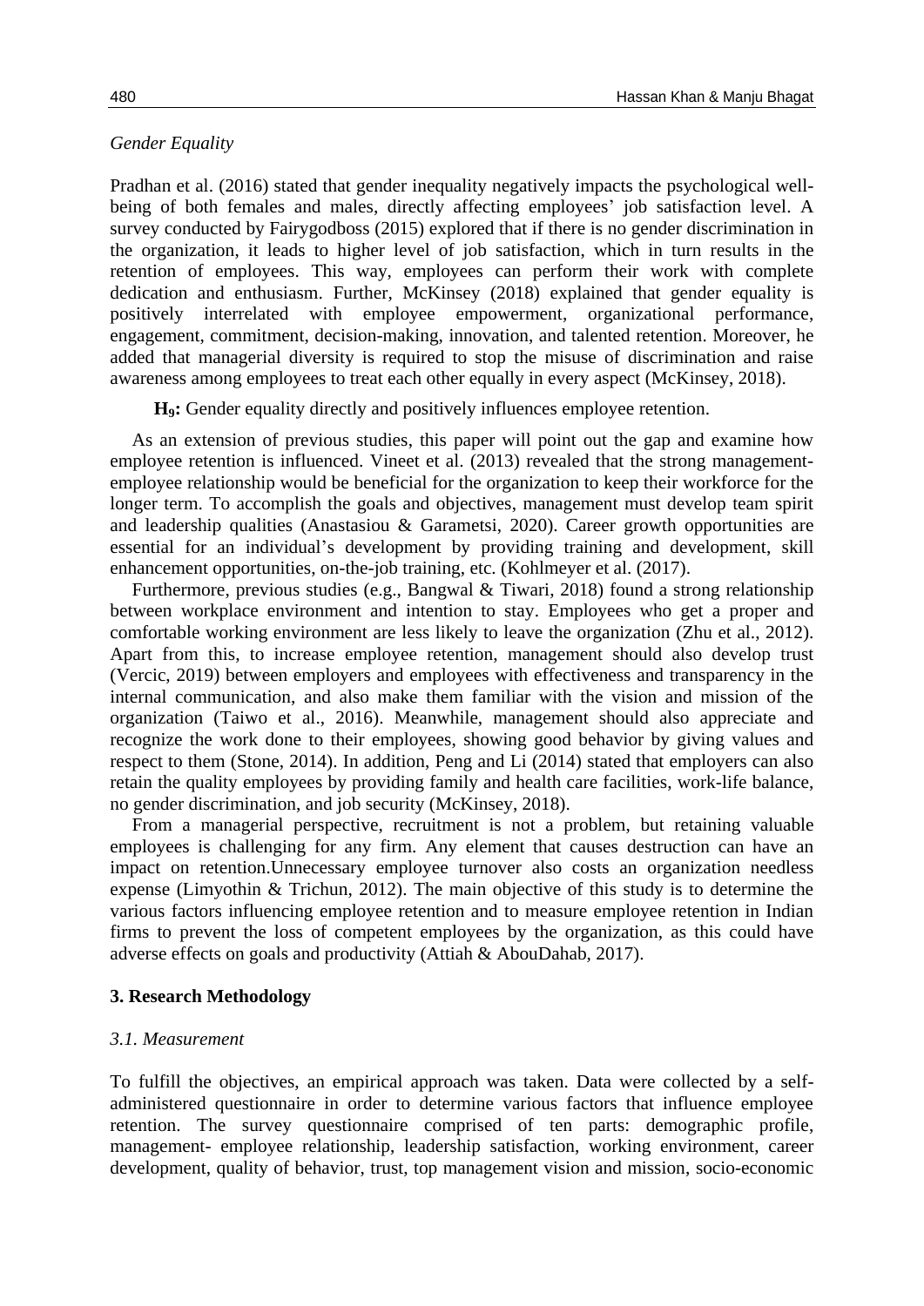*Gender Equality*

Pradhan et al. (2016) stated that gender inequality negatively impacts the psychological well-being of both females and males, directly affecting employees' job satisfaction level. A survey conducted by Fairygodboss (2015) explored that if there is no gender discrimination in the organization, it leads to higher level of job satisfaction, which in turn results in the retention of employees. This way, employees can perform their work with complete dedication and enthusiasm. Further, McKinsey (2018) explained that gender equality is positively interrelated with employee empowerment, organizational performance, engagement, commitment, decision-making, innovation, and talented retention. Moreover, he added that managerial diversity is required to stop the misuse of discrimination and raise awareness among employees to treat each other equally in every aspect (McKinsey, 2018).

**$H_9$:** Gender equality directly and positively influences employee retention.

As an extension of previous studies, this paper will point out the gap and examine how employee retention is influenced. Vineet et al. (2013) revealed that the strong management-employee relationship would be beneficial for the organization to keep their workforce for the longer term. To accomplish the goals and objectives, management must develop team spirit and leadership qualities (Anastasiou & Garametsi, 2020). Career growth opportunities are essential for an individual's development by providing training and development, skill enhancement opportunities, on-the-job training, etc. (Kohlmeyer et al. (2017).

Furthermore, previous studies (e.g., Bangwal & Tiwari, 2018) found a strong relationship between workplace environment and intention to stay. Employees who get a proper and comfortable working environment are less likely to leave the organization (Zhu et al., 2012). Apart from this, to increase employee retention, management should also develop trust (Vercic, 2019) between employers and employees with effectiveness and transparency in the internal communication, and also make them familiar with the vision and mission of the organization (Taiwo et al., 2016). Meanwhile, management should also appreciate and recognize the work done to their employees, showing good behavior by giving values and respect to them (Stone, 2014). In addition, Peng and Li (2014) stated that employers can also retain the quality employees by providing family and health care facilities, work-life balance, no gender discrimination, and job security (McKinsey, 2018).

From a managerial perspective, recruitment is not a problem, but retaining valuable employees is challenging for any firm. Any element that causes destruction can have an impact on retention.Unnecessary employee turnover also costs an organization needless expense (Limyothin & Trichun, 2012). The main objective of this study is to determine the various factors influencing employee retention and to measure employee retention in Indian firms to prevent the loss of competent employees by the organization, as this could have adverse effects on goals and productivity (Attiah & AbouDahab, 2017).

## 3. Research Methodology

### *3.1. Measurement*

To fulfill the objectives, an empirical approach was taken. Data were collected by a self-administered questionnaire in order to determine various factors that influence employee retention. The survey questionnaire comprised of ten parts: demographic profile, management- employee relationship, leadership satisfaction, working environment, career development, quality of behavior, trust, top management vision and mission, socio-economic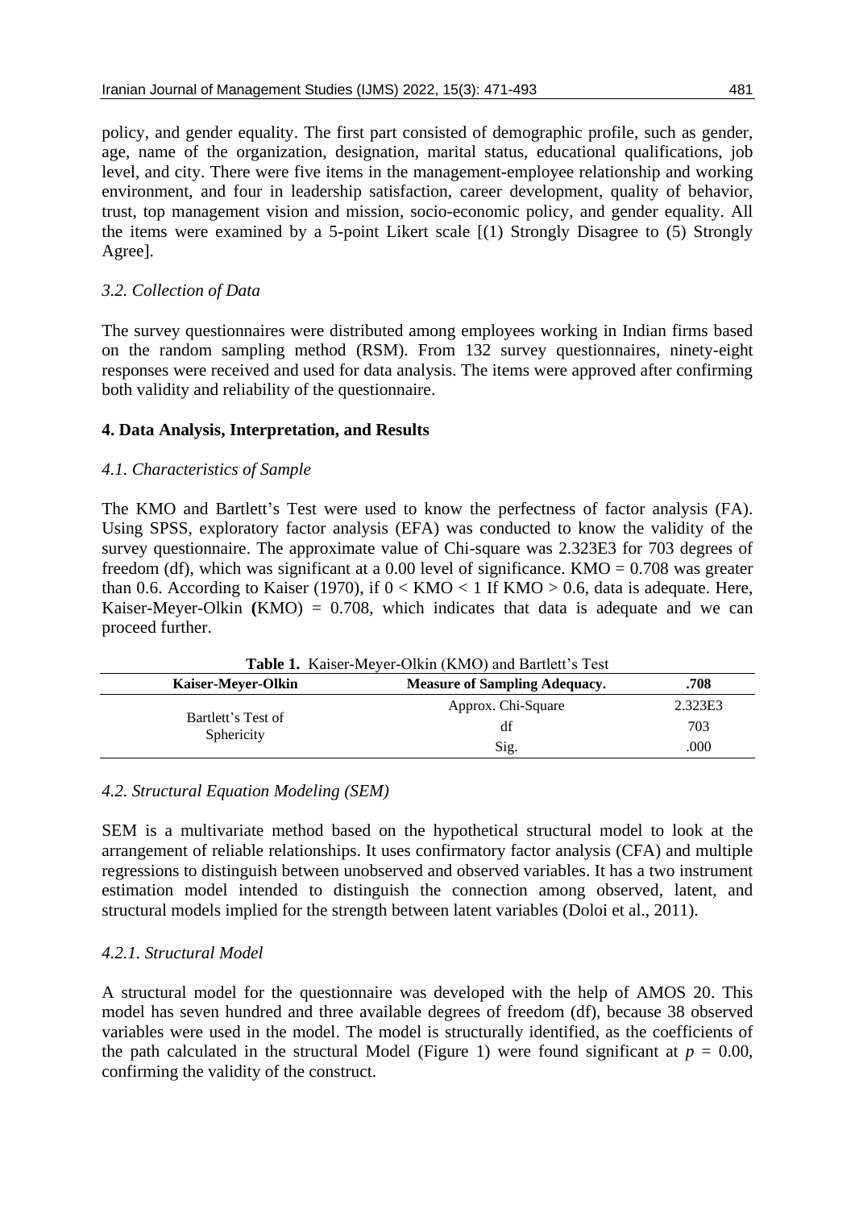policy, and gender equality. The first part consisted of demographic profile, such as gender, age, name of the organization, designation, marital status, educational qualifications, job level, and city. There were five items in the management-employee relationship and working environment, and four in leadership satisfaction, career development, quality of behavior, trust, top management vision and mission, socio-economic policy, and gender equality. All the items were examined by a 5-point Likert scale [(1) Strongly Disagree to (5) Strongly Agree].

### *3.2. Collection of Data*

The survey questionnaires were distributed among employees working in Indian firms based on the random sampling method (RSM). From 132 survey questionnaires, ninety-eight responses were received and used for data analysis. The items were approved after confirming both validity and reliability of the questionnaire.

## **4. Data Analysis, Interpretation, and Results**

### *4.1. Characteristics of Sample*

The KMO and Bartlett's Test were used to know the perfectness of factor analysis (FA). Using SPSS, exploratory factor analysis (EFA) was conducted to know the validity of the survey questionnaire. The approximate value of Chi-square was 2.323E3 for 703 degrees of freedom (df), which was significant at a 0.00 level of significance. KMO = 0.708 was greater than 0.6. According to Kaiser (1970), if $0 < \text{KMO} < 1$ If $\text{KMO} > 0.6$, data is adequate. Here, Kaiser-Meyer-Olkin **(**KMO) = 0.708, which indicates that data is adequate and we can proceed further.

**Table 1.** Kaiser-Meyer-Olkin (KMO) and Bartlett's Test

| **Kaiser-Meyer-Olkin** | **Measure of Sampling Adequacy.** | **.708** |
|---|---|---|
| Bartlett's Test of Sphericity | Approx. Chi-Square | 2.323E3 |
| | df | 703 |
| | Sig. | .000 |

### *4.2. Structural Equation Modeling (SEM)*

SEM is a multivariate method based on the hypothetical structural model to look at the arrangement of reliable relationships. It uses confirmatory factor analysis (CFA) and multiple regressions to distinguish between unobserved and observed variables. It has a two instrument estimation model intended to distinguish the connection among observed, latent, and structural models implied for the strength between latent variables (Doloi et al., 2011).

#### *4.2.1. Structural Model*

A structural model for the questionnaire was developed with the help of AMOS 20. This model has seven hundred and three available degrees of freedom (df), because 38 observed variables were used in the model. The model is structurally identified, as the coefficients of the path calculated in the structural Model (Figure 1) were found significant at $p = 0.00$, confirming the validity of the construct.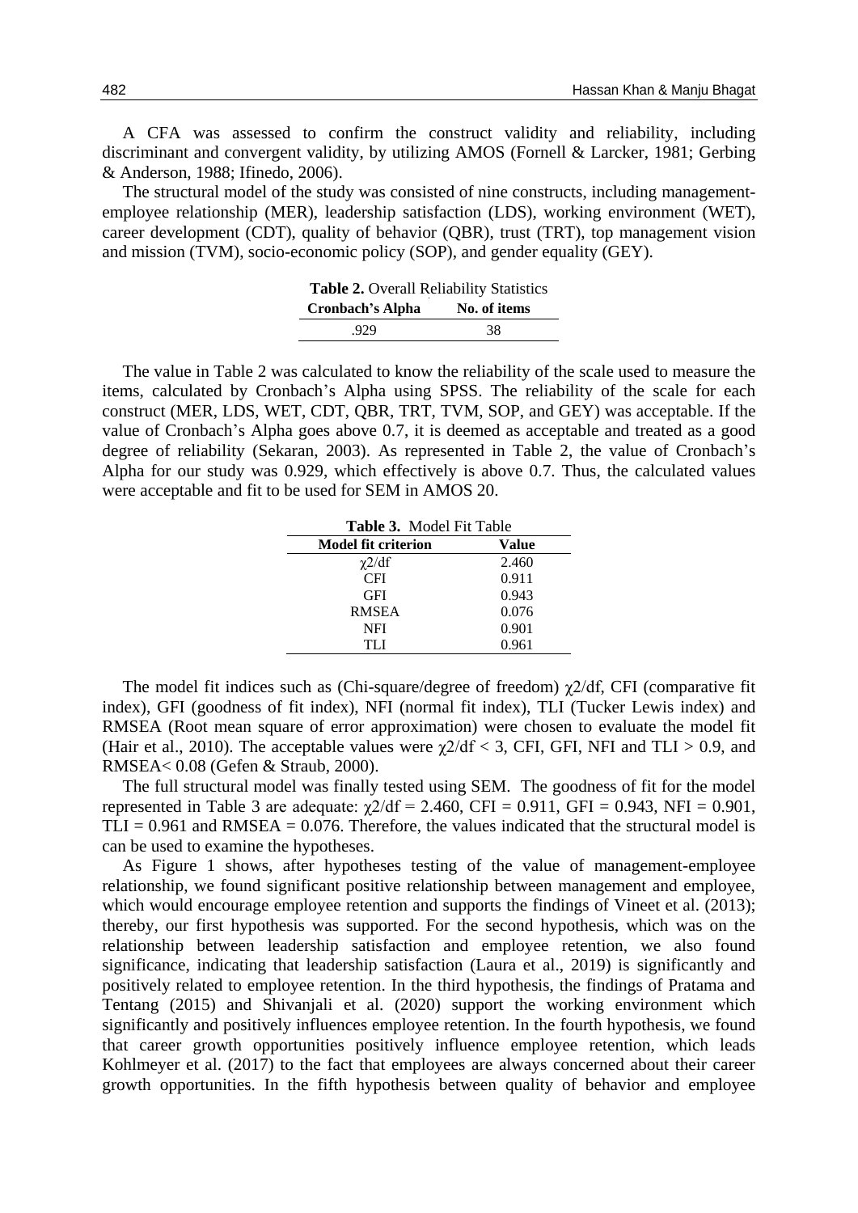A CFA was assessed to confirm the construct validity and reliability, including discriminant and convergent validity, by utilizing AMOS (Fornell & Larcker, 1981; Gerbing & Anderson, 1988; Ifinedo, 2006).

The structural model of the study was consisted of nine constructs, including management-employee relationship (MER), leadership satisfaction (LDS), working environment (WET), career development (CDT), quality of behavior (QBR), trust (TRT), top management vision and mission (TVM), socio-economic policy (SOP), and gender equality (GEY).

**Table 2.** Overall Reliability Statistics

| Cronbach's Alpha | No. of items |
|---|---|
| .929 | 38 |

The value in Table 2 was calculated to know the reliability of the scale used to measure the items, calculated by Cronbach's Alpha using SPSS. The reliability of the scale for each construct (MER, LDS, WET, CDT, QBR, TRT, TVM, SOP, and GEY) was acceptable. If the value of Cronbach's Alpha goes above 0.7, it is deemed as acceptable and treated as a good degree of reliability (Sekaran, 2003). As represented in Table 2, the value of Cronbach's Alpha for our study was 0.929, which effectively is above 0.7. Thus, the calculated values were acceptable and fit to be used for SEM in AMOS 20.

**Table 3.** Model Fit Table

| Model fit criterion | Value |
|---|---|
| $\chi2$/df | 2.460 |
| CFI | 0.911 |
| GFI | 0.943 |
| RMSEA | 0.076 |
| NFI | 0.901 |
| TLI | 0.961 |

The model fit indices such as (Chi-square/degree of freedom) $\chi2$/df, CFI (comparative fit index), GFI (goodness of fit index), NFI (normal fit index), TLI (Tucker Lewis index) and RMSEA (Root mean square of error approximation) were chosen to evaluate the model fit (Hair et al., 2010). The acceptable values were $\chi2/df < 3$, CFI, GFI, NFI and TLI > 0.9, and RMSEA< 0.08 (Gefen & Straub, 2000).

The full structural model was finally tested using SEM. The goodness of fit for the model represented in Table 3 are adequate: $\chi2/df = 2.460$, CFI = 0.911, GFI = 0.943, NFI = 0.901, TLI = 0.961 and RMSEA = 0.076. Therefore, the values indicated that the structural model is can be used to examine the hypotheses.

As Figure 1 shows, after hypotheses testing of the value of management-employee relationship, we found significant positive relationship between management and employee, which would encourage employee retention and supports the findings of Vineet et al. (2013); thereby, our first hypothesis was supported. For the second hypothesis, which was on the relationship between leadership satisfaction and employee retention, we also found significance, indicating that leadership satisfaction (Laura et al., 2019) is significantly and positively related to employee retention. In the third hypothesis, the findings of Pratama and Tentang (2015) and Shivanjali et al. (2020) support the working environment which significantly and positively influences employee retention. In the fourth hypothesis, we found that career growth opportunities positively influence employee retention, which leads Kohlmeyer et al. (2017) to the fact that employees are always concerned about their career growth opportunities. In the fifth hypothesis between quality of behavior and employee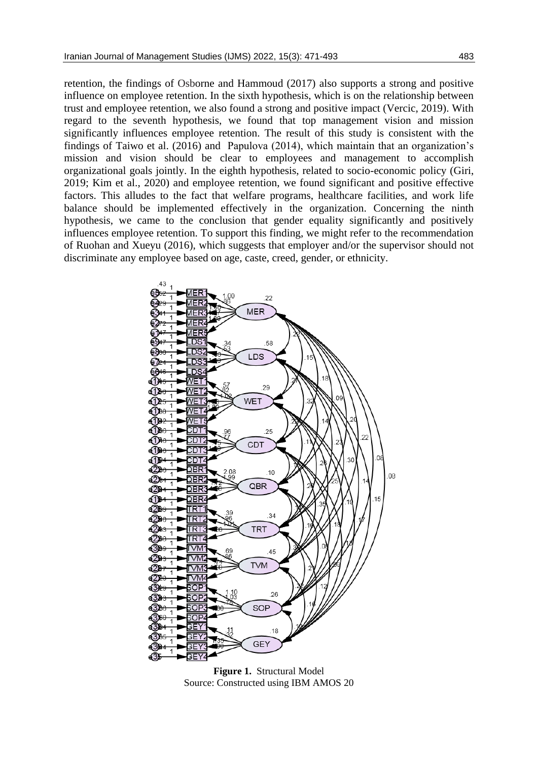retention, the findings of Osborne and Hammoud (2017) also supports a strong and positive influence on employee retention. In the sixth hypothesis, which is on the relationship between trust and employee retention, we also found a strong and positive impact (Vercic, 2019). With regard to the seventh hypothesis, we found that top management vision and mission significantly influences employee retention. The result of this study is consistent with the findings of Taiwo et al. (2016) and Papulova (2014), which maintain that an organization's mission and vision should be clear to employees and management to accomplish organizational goals jointly. In the eighth hypothesis, related to socio-economic policy (Giri, 2019; Kim et al., 2020) and employee retention, we found significant and positive effective factors. This alludes to the fact that welfare programs, healthcare facilities, and work life balance should be implemented effectively in the organization. Concerning the ninth hypothesis, we came to the conclusion that gender equality significantly and positively influences employee retention. To support this finding, we might refer to the recommendation of Ruohan and Xueyu (2016), which suggests that employer and/or the supervisor should not discriminate any employee based on age, caste, creed, gender, or ethnicity.

**Figure 1.** Structural Model
Source: Constructed using IBM AMOS 20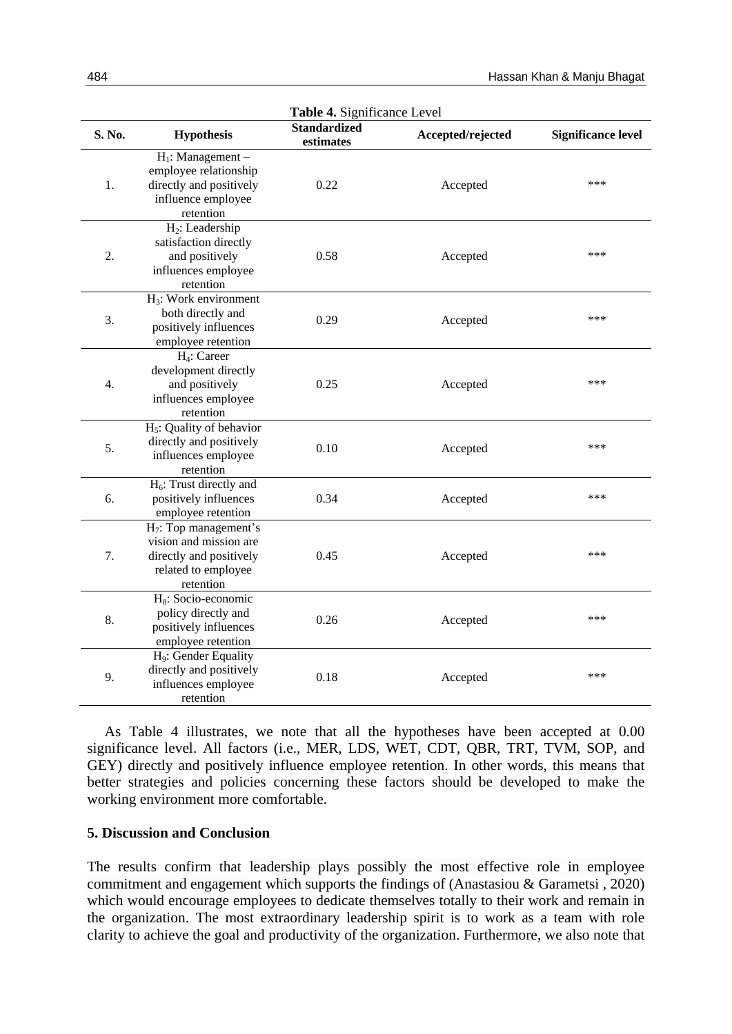**Table 4.** Significance Level

| S. No. | Hypothesis | Standardized estimates | Accepted/rejected | Significance level |
|---|---|---|---|---|
| 1. | $H_1$: Management – employee relationship directly and positively influence employee retention | 0.22 | Accepted | *** |
| 2. | $H_2$: Leadership satisfaction directly and positively influences employee retention | 0.58 | Accepted | *** |
| 3. | $H_3$: Work environment both directly and positively influences employee retention | 0.29 | Accepted | *** |
| 4. | $H_4$: Career development directly and positively influences employee retention | 0.25 | Accepted | *** |
| 5. | $H_5$: Quality of behavior directly and positively influences employee retention | 0.10 | Accepted | *** |
| 6. | $H_6$: Trust directly and positively influences employee retention | 0.34 | Accepted | *** |
| 7. | $H_7$: Top management's vision and mission are directly and positively related to employee retention | 0.45 | Accepted | *** |
| 8. | $H_8$: Socio-economic policy directly and positively influences employee retention | 0.26 | Accepted | *** |
| 9. | $H_9$: Gender Equality directly and positively influences employee retention | 0.18 | Accepted | *** |

As Table 4 illustrates, we note that all the hypotheses have been accepted at 0.00 significance level. All factors (i.e., MER, LDS, WET, CDT, QBR, TRT, TVM, SOP, and GEY) directly and positively influence employee retention. In other words, this means that better strategies and policies concerning these factors should be developed to make the working environment more comfortable.

## 5. Discussion and Conclusion

The results confirm that leadership plays possibly the most effective role in employee commitment and engagement which supports the findings of (Anastasiou & Garametsi , 2020) which would encourage employees to dedicate themselves totally to their work and remain in the organization. The most extraordinary leadership spirit is to work as a team with role clarity to achieve the goal and productivity of the organization. Furthermore, we also note that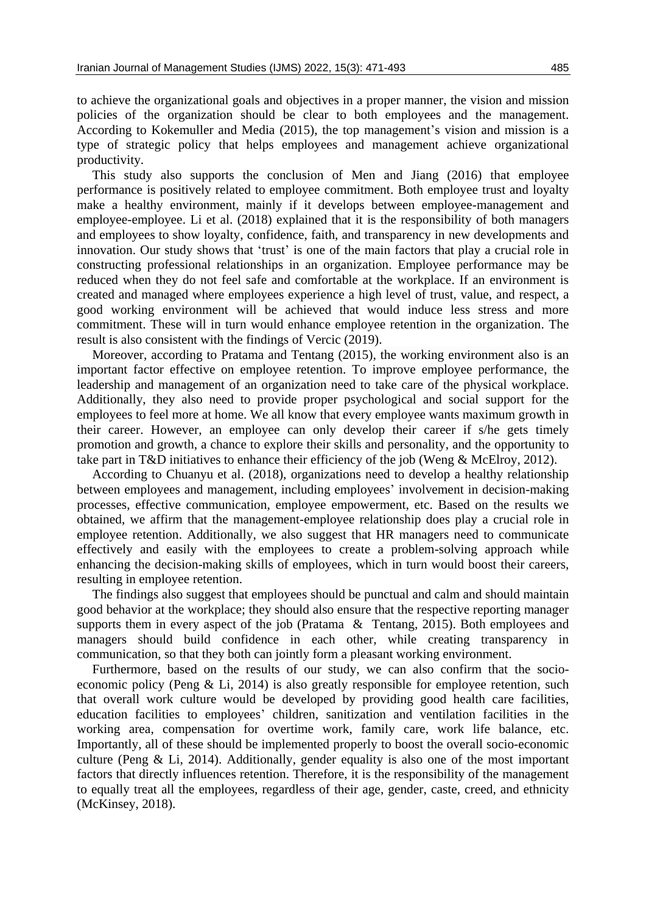to achieve the organizational goals and objectives in a proper manner, the vision and mission policies of the organization should be clear to both employees and the management. According to Kokemuller and Media (2015), the top management's vision and mission is a type of strategic policy that helps employees and management achieve organizational productivity.

This study also supports the conclusion of Men and Jiang (2016) that employee performance is positively related to employee commitment. Both employee trust and loyalty make a healthy environment, mainly if it develops between employee-management and employee-employee. Li et al. (2018) explained that it is the responsibility of both managers and employees to show loyalty, confidence, faith, and transparency in new developments and innovation. Our study shows that 'trust' is one of the main factors that play a crucial role in constructing professional relationships in an organization. Employee performance may be reduced when they do not feel safe and comfortable at the workplace. If an environment is created and managed where employees experience a high level of trust, value, and respect, a good working environment will be achieved that would induce less stress and more commitment. These will in turn would enhance employee retention in the organization. The result is also consistent with the findings of Vercic (2019).

Moreover, according to Pratama and Tentang (2015), the working environment also is an important factor effective on employee retention. To improve employee performance, the leadership and management of an organization need to take care of the physical workplace. Additionally, they also need to provide proper psychological and social support for the employees to feel more at home. We all know that every employee wants maximum growth in their career. However, an employee can only develop their career if s/he gets timely promotion and growth, a chance to explore their skills and personality, and the opportunity to take part in T&D initiatives to enhance their efficiency of the job (Weng & McElroy, 2012).

According to Chuanyu et al. (2018), organizations need to develop a healthy relationship between employees and management, including employees' involvement in decision-making processes, effective communication, employee empowerment, etc. Based on the results we obtained, we affirm that the management-employee relationship does play a crucial role in employee retention. Additionally, we also suggest that HR managers need to communicate effectively and easily with the employees to create a problem-solving approach while enhancing the decision-making skills of employees, which in turn would boost their careers, resulting in employee retention.

The findings also suggest that employees should be punctual and calm and should maintain good behavior at the workplace; they should also ensure that the respective reporting manager supports them in every aspect of the job (Pratama & Tentang, 2015). Both employees and managers should build confidence in each other, while creating transparency in communication, so that they both can jointly form a pleasant working environment.

Furthermore, based on the results of our study, we can also confirm that the socio-economic policy (Peng & Li, 2014) is also greatly responsible for employee retention, such that overall work culture would be developed by providing good health care facilities, education facilities to employees' children, sanitization and ventilation facilities in the working area, compensation for overtime work, family care, work life balance, etc. Importantly, all of these should be implemented properly to boost the overall socio-economic culture (Peng & Li, 2014). Additionally, gender equality is also one of the most important factors that directly influences retention. Therefore, it is the responsibility of the management to equally treat all the employees, regardless of their age, gender, caste, creed, and ethnicity (McKinsey, 2018).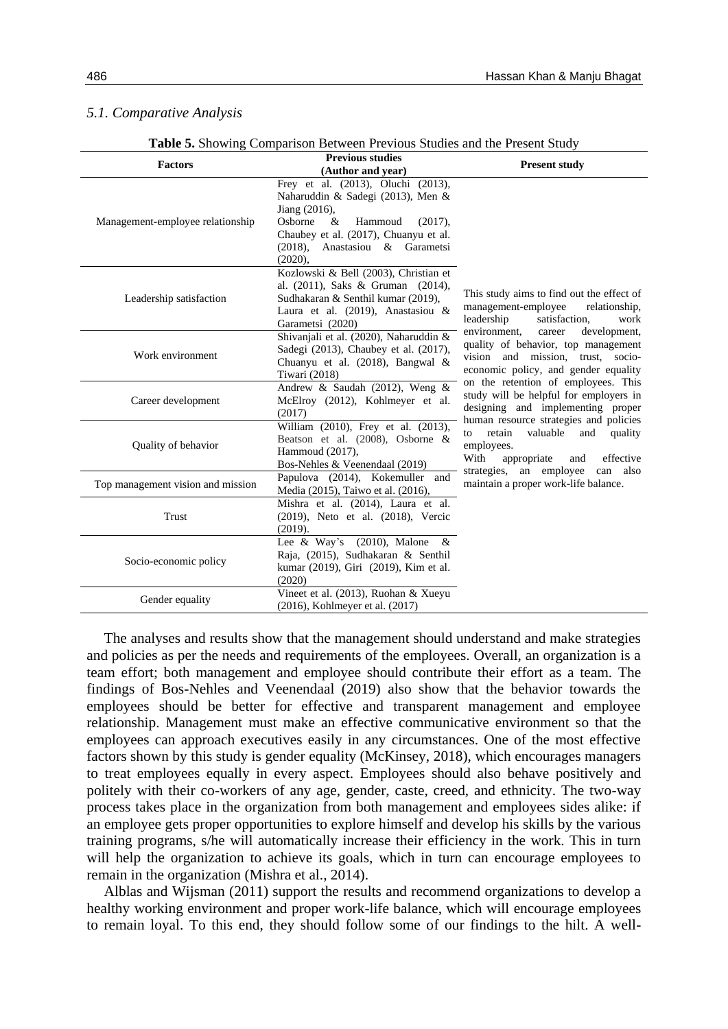### *5.1. Comparative Analysis*

**Table 5.** Showing Comparison Between Previous Studies and the Present Study

| Factors | Previous studies (Author and year) | Present study |
|---|---|---|
| Management-employee relationship | Frey et al. (2013), Oluchi (2013), Naharuddin & Sadegi (2013), Men & Jiang (2016), Osborne & Hammoud (2017), Chaubey et al. (2017), Chuanyu et al. (2018), Anastasiou & Garametsi (2020), | This study aims to find out the effect of management-employee relationship, leadership satisfaction, work environment, career development, quality of behavior, top management vision and mission, trust, socio-economic policy, and gender equality on the retention of employees. This study will be helpful for employers in designing and implementing proper human resource strategies and policies to retain valuable and quality employees. With appropriate and effective strategies, an employee can also maintain a proper work-life balance. |
| Leadership satisfaction | Kozlowski & Bell (2003), Christian et al. (2011), Saks & Gruman (2014), Sudhakaran & Senthil kumar (2019), Laura et al. (2019), Anastasiou & Garametsi (2020) | |
| Work environment | Shivanjali et al. (2020), Naharuddin & Sadegi (2013), Chaubey et al. (2017), Chuanyu et al. (2018), Bangwal & Tiwari (2018) | |
| Career development | Andrew & Saudah (2012), Weng & McElroy (2012), Kohlmeyer et al. (2017) | |
| Quality of behavior | William (2010), Frey et al. (2013), Beatson et al. (2008), Osborne & Hammoud (2017), Bos-Nehles & Veenendaal (2019) | |
| Top management vision and mission | Papulova (2014), Kokemuller and Media (2015), Taiwo et al. (2016), | |
| Trust | Mishra et al. (2014), Laura et al. (2019), Neto et al. (2018), Vercic (2019). | |
| Socio-economic policy | Lee & Way's (2010), Malone & Raja, (2015), Sudhakaran & Senthil kumar (2019), Giri (2019), Kim et al. (2020) | |
| Gender equality | Vineet et al. (2013), Ruohan & Xueyu (2016), Kohlmeyer et al. (2017) | |

The analyses and results show that the management should understand and make strategies and policies as per the needs and requirements of the employees. Overall, an organization is a team effort; both management and employee should contribute their effort as a team. The findings of Bos-Nehles and Veenendaal (2019) also show that the behavior towards the employees should be better for effective and transparent management and employee relationship. Management must make an effective communicative environment so that the employees can approach executives easily in any circumstances. One of the most effective factors shown by this study is gender equality (McKinsey, 2018), which encourages managers to treat employees equally in every aspect. Employees should also behave positively and politely with their co-workers of any age, gender, caste, creed, and ethnicity. The two-way process takes place in the organization from both management and employees sides alike: if an employee gets proper opportunities to explore himself and develop his skills by the various training programs, s/he will automatically increase their efficiency in the work. This in turn will help the organization to achieve its goals, which in turn can encourage employees to remain in the organization (Mishra et al., 2014).

Alblas and Wijsman (2011) support the results and recommend organizations to develop a healthy working environment and proper work-life balance, which will encourage employees to remain loyal. To this end, they should follow some of our findings to the hilt. A well-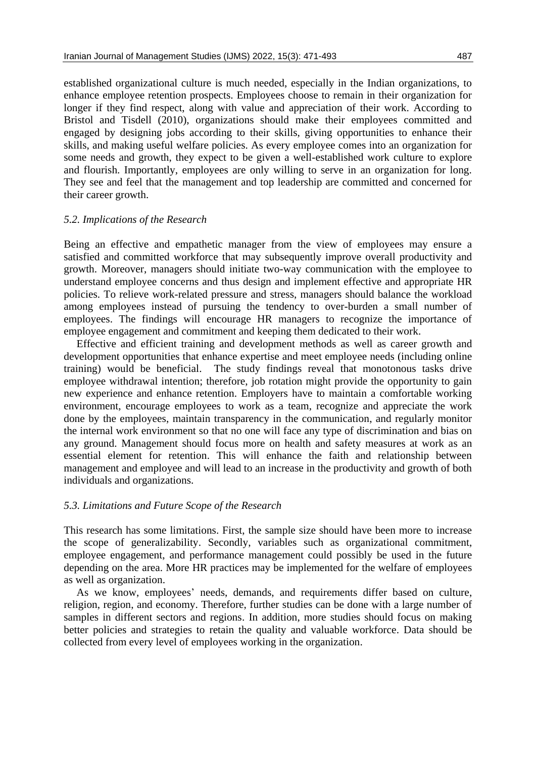established organizational culture is much needed, especially in the Indian organizations, to enhance employee retention prospects. Employees choose to remain in their organization for longer if they find respect, along with value and appreciation of their work. According to Bristol and Tisdell (2010), organizations should make their employees committed and engaged by designing jobs according to their skills, giving opportunities to enhance their skills, and making useful welfare policies. As every employee comes into an organization for some needs and growth, they expect to be given a well-established work culture to explore and flourish. Importantly, employees are only willing to serve in an organization for long. They see and feel that the management and top leadership are committed and concerned for their career growth.

### *5.2. Implications of the Research*

Being an effective and empathetic manager from the view of employees may ensure a satisfied and committed workforce that may subsequently improve overall productivity and growth. Moreover, managers should initiate two-way communication with the employee to understand employee concerns and thus design and implement effective and appropriate HR policies. To relieve work-related pressure and stress, managers should balance the workload among employees instead of pursuing the tendency to over-burden a small number of employees. The findings will encourage HR managers to recognize the importance of employee engagement and commitment and keeping them dedicated to their work.

Effective and efficient training and development methods as well as career growth and development opportunities that enhance expertise and meet employee needs (including online training) would be beneficial. The study findings reveal that monotonous tasks drive employee withdrawal intention; therefore, job rotation might provide the opportunity to gain new experience and enhance retention. Employers have to maintain a comfortable working environment, encourage employees to work as a team, recognize and appreciate the work done by the employees, maintain transparency in the communication, and regularly monitor the internal work environment so that no one will face any type of discrimination and bias on any ground. Management should focus more on health and safety measures at work as an essential element for retention. This will enhance the faith and relationship between management and employee and will lead to an increase in the productivity and growth of both individuals and organizations.

### *5.3. Limitations and Future Scope of the Research*

This research has some limitations. First, the sample size should have been more to increase the scope of generalizability. Secondly, variables such as organizational commitment, employee engagement, and performance management could possibly be used in the future depending on the area. More HR practices may be implemented for the welfare of employees as well as organization.

As we know, employees' needs, demands, and requirements differ based on culture, religion, region, and economy. Therefore, further studies can be done with a large number of samples in different sectors and regions. In addition, more studies should focus on making better policies and strategies to retain the quality and valuable workforce. Data should be collected from every level of employees working in the organization.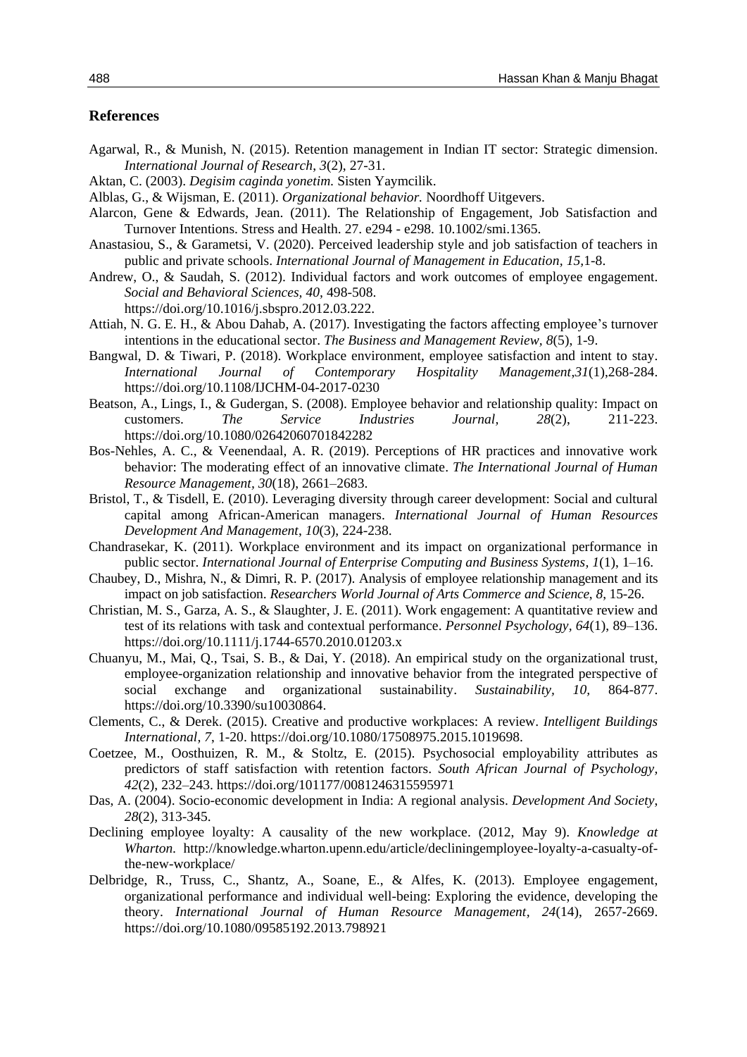## References

Agarwal, R., & Munish, N. (2015). Retention management in Indian IT sector: Strategic dimension. *International Journal of Research*, *3*(2), 27-31.

Aktan, C. (2003). *Degisim caginda yonetim.* Sisten Yaymcilik.

Alblas, G., & Wijsman, E. (2011). *Organizational behavior.* Noordhoff Uitgevers.

Alarcon, Gene & Edwards, Jean. (2011). The Relationship of Engagement, Job Satisfaction and Turnover Intentions. Stress and Health. 27. e294 - e298. 10.1002/smi.1365.

Anastasiou, S., & Garametsi, V. (2020). Perceived leadership style and job satisfaction of teachers in public and private schools. *International Journal of Management in Education, 15,*1-8.

Andrew, O., & Saudah, S. (2012). Individual factors and work outcomes of employee engagement. *Social and Behavioral Sciences, 40,* 498-508. https://doi.org/10.1016/j.sbspro.2012.03.222.

Attiah, N. G. E. H., & Abou Dahab, A. (2017). Investigating the factors affecting employee's turnover intentions in the educational sector. *The Business and Management Review*, *8*(5), 1-9.

Bangwal, D. & Tiwari, P. (2018). Workplace environment, employee satisfaction and intent to stay. *International Journal of Contemporary Hospitality Management,31*(1),268-284. https://doi.org/10.1108/IJCHM-04-2017-0230

Beatson, A., Lings, I., & Gudergan, S. (2008). Employee behavior and relationship quality: Impact on customers. *The Service Industries Journal*, *28*(2), 211-223. https://doi.org/10.1080/02642060701842282

Bos-Nehles, A. C., & Veenendaal, A. R. (2019). Perceptions of HR practices and innovative work behavior: The moderating effect of an innovative climate. *The International Journal of Human Resource Management*, *30*(18), 2661–2683.

Bristol, T., & Tisdell, E. (2010). Leveraging diversity through career development: Social and cultural capital among African-American managers. *International Journal of Human Resources Development And Management*, *10*(3), 224-238.

Chandrasekar, K. (2011). Workplace environment and its impact on organizational performance in public sector. *International Journal of Enterprise Computing and Business Systems, 1*(1), 1–16.

Chaubey, D., Mishra, N., & Dimri, R. P. (2017). Analysis of employee relationship management and its impact on job satisfaction. *Researchers World Journal of Arts Commerce and Science*, *8*, 15-26.

Christian, M. S., Garza, A. S., & Slaughter, J. E. (2011). Work engagement: A quantitative review and test of its relations with task and contextual performance. *Personnel Psychology*, *64*(1), 89–136. https://doi.org/10.1111/j.1744-6570.2010.01203.x

Chuanyu, M., Mai, Q., Tsai, S. B., & Dai, Y. (2018). An empirical study on the organizational trust, employee-organization relationship and innovative behavior from the integrated perspective of social exchange and organizational sustainability. *Sustainability*, *10,* 864-877. https://doi.org/10.3390/su10030864.

Clements, C., & Derek. (2015). Creative and productive workplaces: A review. *Intelligent Buildings International*, *7*, 1-20. https://doi.org/10.1080/17508975.2015.1019698.

Coetzee, M., Oosthuizen, R. M., & Stoltz, E. (2015). Psychosocial employability attributes as predictors of staff satisfaction with retention factors. *South African Journal of Psychology, 42*(2), 232–243. https://doi.org/101177/0081246315595971

Das, A. (2004). Socio-economic development in India: A regional analysis. *Development And Society*, *28*(2), 313-345.

Declining employee loyalty: A causality of the new workplace. (2012, May 9). *Knowledge at Wharton*. http://knowledge.wharton.upenn.edu/article/decliningemployee-loyalty-a-casualty-of-the-new-workplace/

Delbridge, R., Truss, C., Shantz, A., Soane, E., & Alfes, K. (2013). Employee engagement, organizational performance and individual well-being: Exploring the evidence, developing the theory. *International Journal of Human Resource Management, 24*(14), 2657-2669. https://doi.org/10.1080/09585192.2013.798921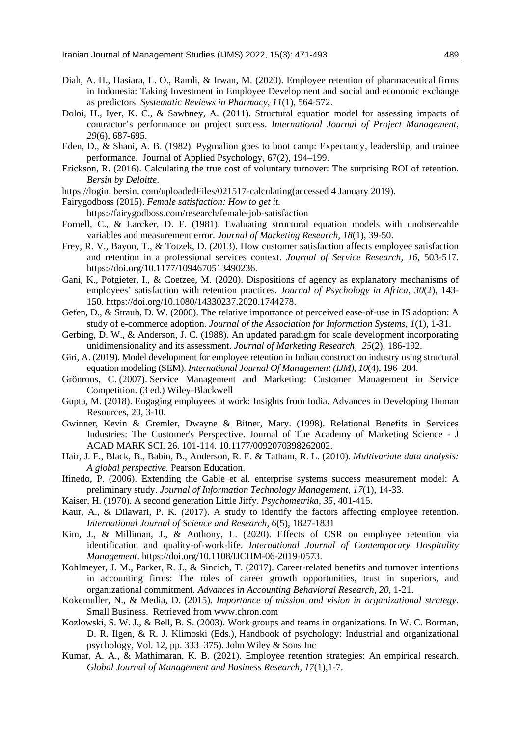Diah, A. H., Hasiara, L. O., Ramli, & Irwan, M. (2020). Employee retention of pharmaceutical firms in Indonesia: Taking Investment in Employee Development and social and economic exchange as predictors. *Systematic Reviews in Pharmacy*, *11*(1), 564-572.

Doloi, H., Iyer, K. C., & Sawhney, A. (2011). Structural equation model for assessing impacts of contractor's performance on project success. *International Journal of Project Management, 29*(6), 687-695.

Eden, D., & Shani, A. B. (1982). Pygmalion goes to boot camp: Expectancy, leadership, and trainee performance. Journal of Applied Psychology, 67(2), 194–199.

Erickson, R. (2016). Calculating the true cost of voluntary turnover: The surprising ROI of retention. *Bersin by Deloitte*.

https://login. bersin. com/uploadedFiles/021517-calculating(accessed 4 January 2019).

Fairygodboss (2015). *Female satisfaction: How to get it.* https://fairygodboss.com/research/female-job-satisfaction

Fornell, C., & Larcker, D. F. (1981). Evaluating structural equation models with unobservable variables and measurement error. *Journal of Marketing Research, 18*(1), 39-50.

Frey, R. V., Bayon, T., & Totzek, D. (2013). How customer satisfaction affects employee satisfaction and retention in a professional services context. *Journal of Service Research, 16*, 503-517. https://doi.org/10.1177/1094670513490236.

Gani, K., Potgieter, I., & Coetzee, M. (2020). Dispositions of agency as explanatory mechanisms of employees' satisfaction with retention practices. *Journal of Psychology in Africa, 30*(2), 143-150. https://doi.org/10.1080/14330237.2020.1744278.

Gefen, D., & Straub, D. W. (2000). The relative importance of perceived ease-of-use in IS adoption: A study of e-commerce adoption. *Journal of the Association for Information Systems, 1*(1), 1-31.

Gerbing, D. W., & Anderson, J. C. (1988). An updated paradigm for scale development incorporating unidimensionality and its assessment. *Journal of Marketing Research, 25*(2), 186-192.

Giri, A. (2019). Model development for employee retention in Indian construction industry using structural equation modeling (SEM). *International Journal Of Management (IJM)*, *10*(4), 196–204.

Grönroos, C. (2007). Service Management and Marketing: Customer Management in Service Competition. (3 ed.) Wiley-Blackwell

Gupta, M. (2018). Engaging employees at work: Insights from India. Advances in Developing Human Resources, 20, 3-10.

Gwinner, Kevin & Gremler, Dwayne & Bitner, Mary. (1998). Relational Benefits in Services Industries: The Customer's Perspective. Journal of The Academy of Marketing Science - J ACAD MARK SCI. 26. 101-114. 10.1177/0092070398262002.

Hair, J. F., Black, B., Babin, B., Anderson, R. E. & Tatham, R. L. (2010). *Multivariate data analysis: A global perspective.* Pearson Education.

Ifinedo, P. (2006). Extending the Gable et al. enterprise systems success measurement model: A preliminary study. *Journal of Information Technology Management, 17*(1), 14-33.

Kaiser, H. (1970). A second generation Little Jiffy. *Psychometrika, 35*, 401-415.

Kaur, A., & Dilawari, P. K. (2017). A study to identify the factors affecting employee retention. *International Journal of Science and Research, 6*(5), 1827-1831

Kim, J., & Milliman, J., & Anthony, L. (2020). Effects of CSR on employee retention via identification and quality-of-work-life. *International Journal of Contemporary Hospitality Management*. https://doi.org/10.1108/IJCHM-06-2019-0573.

Kohlmeyer, J. M., Parker, R. J., & Sincich, T. (2017). Career-related benefits and turnover intentions in accounting firms: The roles of career growth opportunities, trust in superiors, and organizational commitment. *Advances in Accounting Behavioral Research, 20*, 1-21.

Kokemuller, N., & Media, D. (2015). *Importance of mission and vision in organizational strategy.* Small Business. Retrieved from www.chron.com

Kozlowski, S. W. J., & Bell, B. S. (2003). Work groups and teams in organizations. In W. C. Borman, D. R. Ilgen, & R. J. Klimoski (Eds.), Handbook of psychology: Industrial and organizational psychology, Vol. 12, pp. 333–375). John Wiley & Sons Inc

Kumar, A. A., & Mathimaran, K. B. (2021). Employee retention strategies: An empirical research. *Global Journal of Management and Business Research, 17*(1),1-7.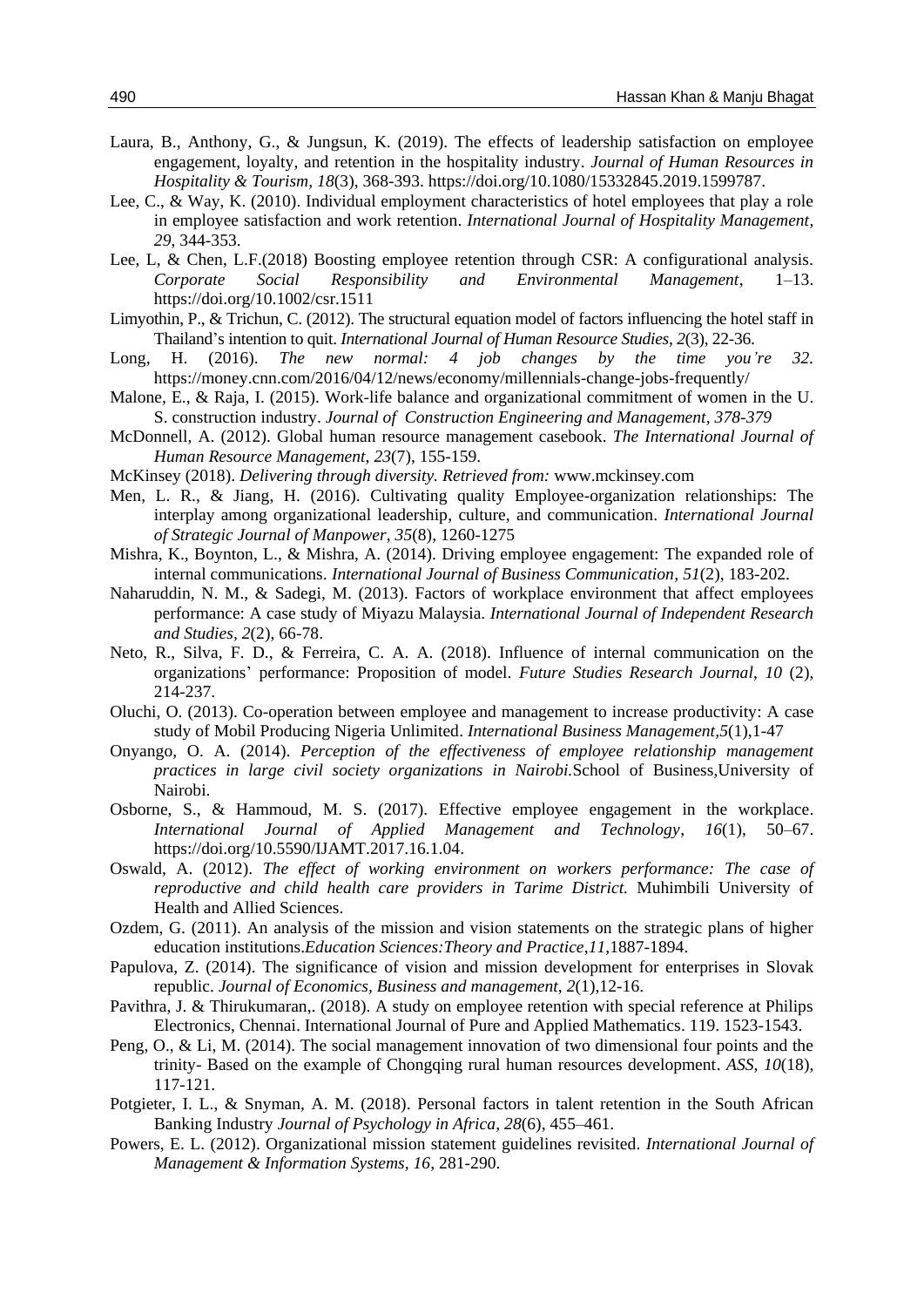Laura, B., Anthony, G., & Jungsun, K. (2019). The effects of leadership satisfaction on employee engagement, loyalty, and retention in the hospitality industry. *Journal of Human Resources in Hospitality & Tourism, 18*(3), 368-393. https://doi.org/10.1080/15332845.2019.1599787.

Lee, C., & Way, K. (2010). Individual employment characteristics of hotel employees that play a role in employee satisfaction and work retention. *International Journal of Hospitality Management, 29*, 344-353.

Lee, L, & Chen, L.F.(2018) Boosting employee retention through CSR: A configurational analysis. *Corporate Social Responsibility and Environmental Management*, 1–13. https://doi.org/10.1002/csr.1511

Limyothin, P., & Trichun, C. (2012). The structural equation model of factors influencing the hotel staff in Thailand's intention to quit. *International Journal of Human Resource Studies, 2*(3), 22-36.

Long, H. (2016). *The new normal: 4 job changes by the time you're 32.* https://money.cnn.com/2016/04/12/news/economy/millennials-change-jobs-frequently/

Malone, E., & Raja, I. (2015). Work-life balance and organizational commitment of women in the U. S. construction industry. *Journal of Construction Engineering and Management, 378-379*

McDonnell, A. (2012). Global human resource management casebook. *The International Journal of Human Resource Management, 23*(7), 155-159.

McKinsey (2018). *Delivering through diversity. Retrieved from:* www.mckinsey.com

Men, L. R., & Jiang, H. (2016). Cultivating quality Employee-organization relationships: The interplay among organizational leadership, culture, and communication. *International Journal of Strategic Journal of Manpower, 35*(8), 1260-1275

Mishra, K., Boynton, L., & Mishra, A. (2014). Driving employee engagement: The expanded role of internal communications. *International Journal of Business Communication, 51*(2), 183-202.

Naharuddin, N. M., & Sadegi, M. (2013). Factors of workplace environment that affect employees performance: A case study of Miyazu Malaysia. *International Journal of Independent Research and Studies, 2*(2), 66-78.

Neto, R., Silva, F. D., & Ferreira, C. A. A. (2018). Influence of internal communication on the organizations' performance: Proposition of model. *Future Studies Research Journal, 10* (2), 214-237.

Oluchi, O. (2013). Co-operation between employee and management to increase productivity: A case study of Mobil Producing Nigeria Unlimited. *International Business Management,5*(1),1-47

Onyango, O. A. (2014). *Perception of the effectiveness of employee relationship management practices in large civil society organizations in Nairobi.*School of Business,University of Nairobi.

Osborne, S., & Hammoud, M. S. (2017). Effective employee engagement in the workplace. *International Journal of Applied Management and Technology, 16*(1), 50–67. https://doi.org/10.5590/IJAMT.2017.16.1.04.

Oswald, A. (2012). *The effect of working environment on workers performance: The case of reproductive and child health care providers in Tarime District.* Muhimbili University of Health and Allied Sciences.

Ozdem, G. (2011). An analysis of the mission and vision statements on the strategic plans of higher education institutions.*Education Sciences:Theory and Practice,11*,1887-1894.

Papulova, Z. (2014). The significance of vision and mission development for enterprises in Slovak republic. *Journal of Economics, Business and management, 2*(1),12-16.

Pavithra, J. & Thirukumaran,. (2018). A study on employee retention with special reference at Philips Electronics, Chennai. International Journal of Pure and Applied Mathematics. 119. 1523-1543.

Peng, O., & Li, M. (2014). The social management innovation of two dimensional four points and the trinity- Based on the example of Chongqing rural human resources development. *ASS, 10*(18), 117-121.

Potgieter, I. L., & Snyman, A. M. (2018). Personal factors in talent retention in the South African Banking Industry *Journal of Psychology in Africa, 28*(6), 455–461.

Powers, E. L. (2012). Organizational mission statement guidelines revisited. *International Journal of Management & Information Systems, 16*, 281-290.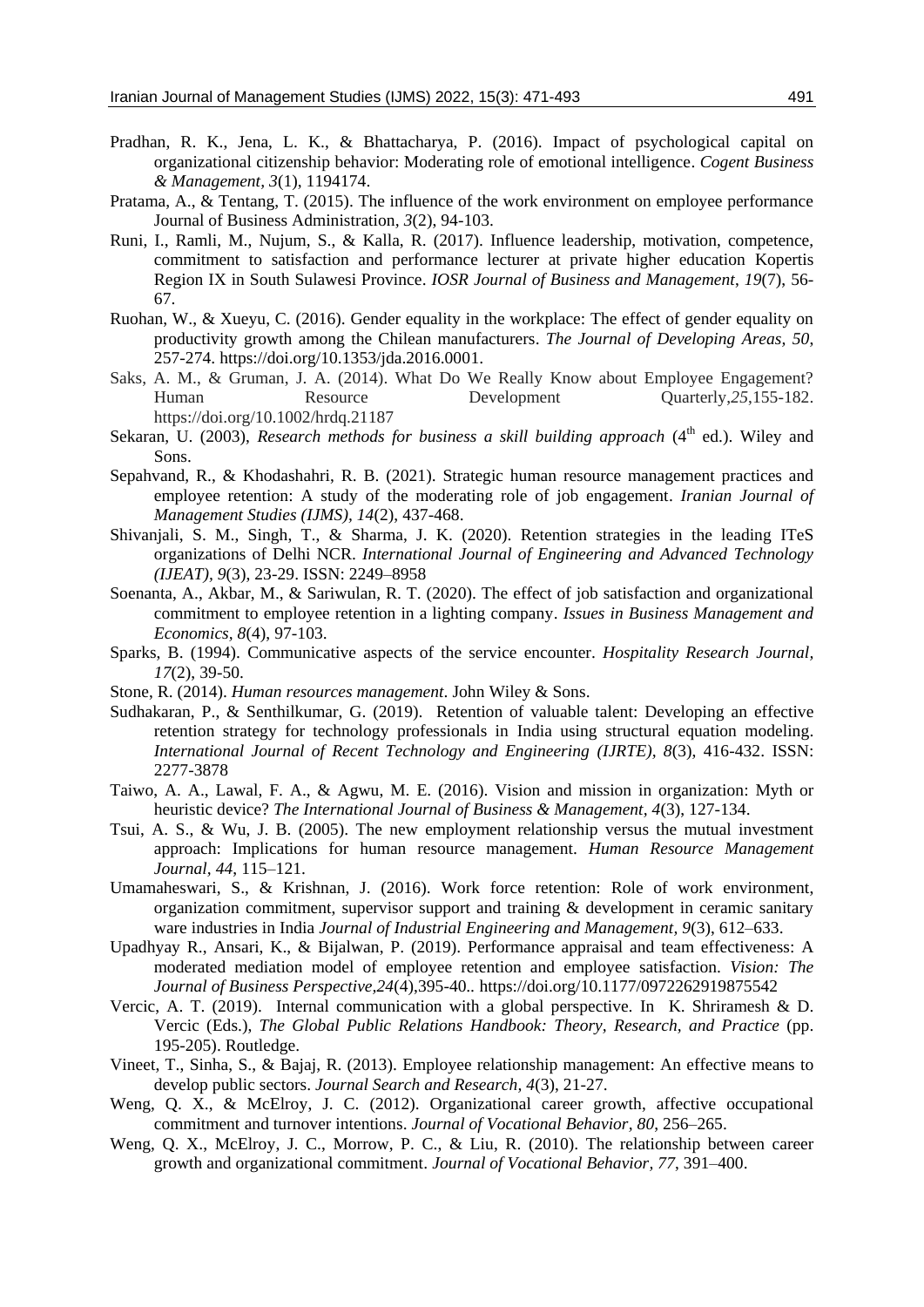Pradhan, R. K., Jena, L. K., & Bhattacharya, P. (2016). Impact of psychological capital on organizational citizenship behavior: Moderating role of emotional intelligence. *Cogent Business & Management*, *3*(1), 1194174.

Pratama, A., & Tentang, T. (2015). The influence of the work environment on employee performance Journal of Business Administration, *3*(2), 94-103.

Runi, I., Ramli, M., Nujum, S., & Kalla, R. (2017). Influence leadership, motivation, competence, commitment to satisfaction and performance lecturer at private higher education Kopertis Region IX in South Sulawesi Province. *IOSR Journal of Business and Management*, *19*(7), 56-67.

Ruohan, W., & Xueyu, C. (2016). Gender equality in the workplace: The effect of gender equality on productivity growth among the Chilean manufacturers. *The Journal of Developing Areas, 50*, 257-274. https://doi.org/10.1353/jda.2016.0001.

Saks, A. M., & Gruman, J. A. (2014). What Do We Really Know about Employee Engagement? Human Resource Development Quarterly,*25*,155-182. https://doi.org/10.1002/hrdq.21187

Sekaran, U. (2003), *Research methods for business a skill building approach* (4th ed.). Wiley and Sons.

Sepahvand, R., & Khodashahri, R. B. (2021). Strategic human resource management practices and employee retention: A study of the moderating role of job engagement. *Iranian Journal of Management Studies (IJMS)*, *14*(2), 437-468.

Shivanjali, S. M., Singh, T., & Sharma, J. K. (2020). Retention strategies in the leading ITeS organizations of Delhi NCR. *International Journal of Engineering and Advanced Technology (IJEAT), 9*(3), 23-29. ISSN: 2249–8958

Soenanta, A., Akbar, M., & Sariwulan, R. T. (2020). The effect of job satisfaction and organizational commitment to employee retention in a lighting company. *Issues in Business Management and Economics*, *8*(4), 97-103.

Sparks, B. (1994). Communicative aspects of the service encounter. *Hospitality Research Journal, 17*(2), 39-50.

Stone, R. (2014). *Human resources management*. John Wiley & Sons.

Sudhakaran, P., & Senthilkumar, G. (2019). Retention of valuable talent: Developing an effective retention strategy for technology professionals in India using structural equation modeling. *International Journal of Recent Technology and Engineering (IJRTE), 8*(3), 416-432. ISSN: 2277-3878

Taiwo, A. A., Lawal, F. A., & Agwu, M. E. (2016). Vision and mission in organization: Myth or heuristic device? *The International Journal of Business & Management*, *4*(3), 127-134.

Tsui, A. S., & Wu, J. B. (2005). The new employment relationship versus the mutual investment approach: Implications for human resource management. *Human Resource Management Journal*, *44*, 115–121.

Umamaheswari, S., & Krishnan, J. (2016). Work force retention: Role of work environment, organization commitment, supervisor support and training & development in ceramic sanitary ware industries in India *Journal of Industrial Engineering and Management, 9*(3), 612–633.

Upadhyay R., Ansari, K., & Bijalwan, P. (2019). Performance appraisal and team effectiveness: A moderated mediation model of employee retention and employee satisfaction. *Vision: The Journal of Business Perspective,24*(4),395-40.. https://doi.org/10.1177/0972262919875542

Vercic, A. T. (2019). Internal communication with a global perspective. In K. Shriramesh & D. Vercic (Eds.), *The Global Public Relations Handbook: Theory, Research, and Practice* (pp. 195-205). Routledge.

Vineet, T., Sinha, S., & Bajaj, R. (2013). Employee relationship management: An effective means to develop public sectors. *Journal Search and Research, 4*(3), 21-27.

Weng, Q. X., & McElroy, J. C. (2012). Organizational career growth, affective occupational commitment and turnover intentions. *Journal of Vocational Behavior, 80*, 256–265.

Weng, Q. X., McElroy, J. C., Morrow, P. C., & Liu, R. (2010). The relationship between career growth and organizational commitment. *Journal of Vocational Behavior, 77*, 391–400.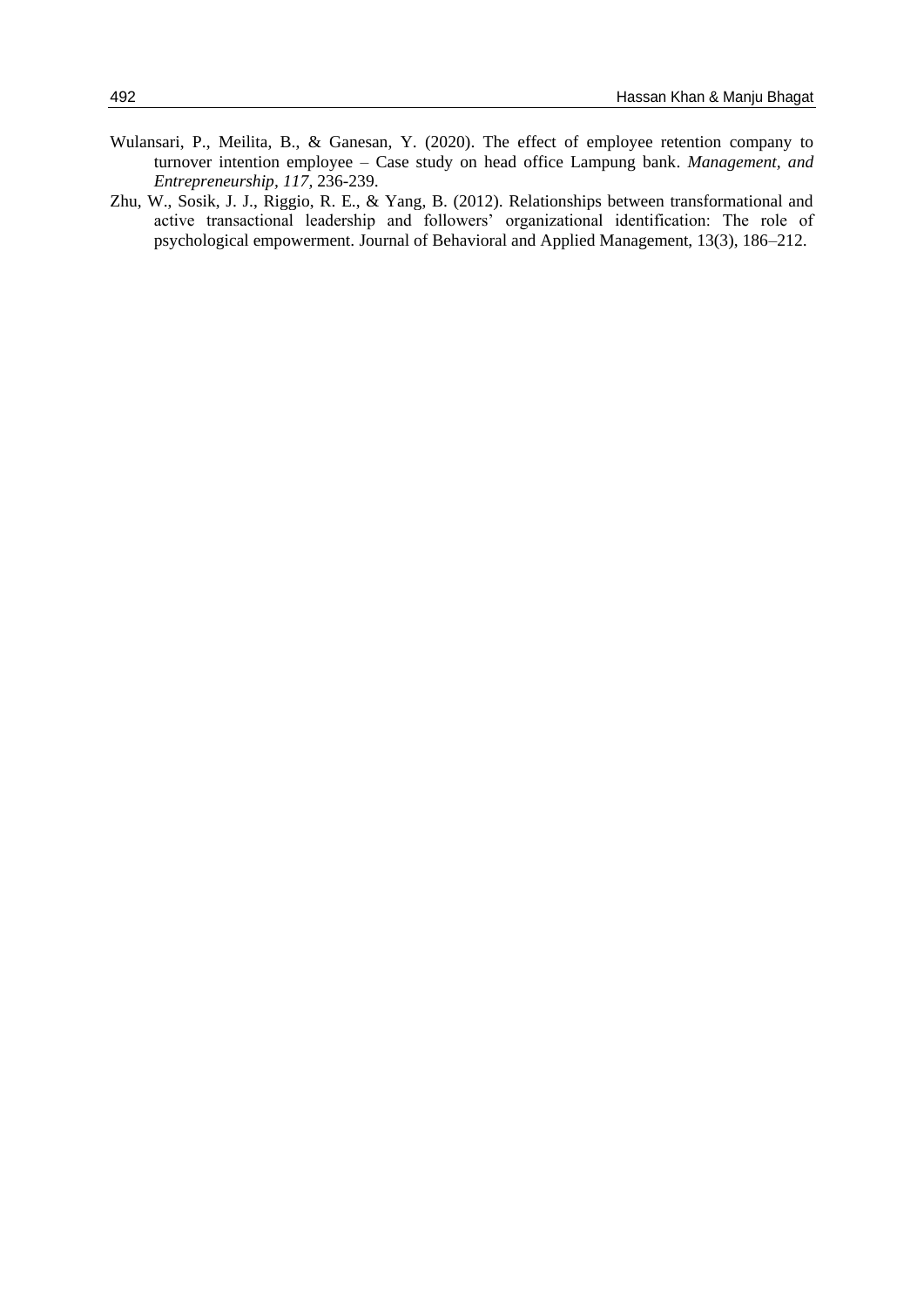Wulansari, P., Meilita, B., & Ganesan, Y. (2020). The effect of employee retention company to turnover intention employee – Case study on head office Lampung bank. *Management, and Entrepreneurship, 117,* 236-239.

Zhu, W., Sosik, J. J., Riggio, R. E., & Yang, B. (2012). Relationships between transformational and active transactional leadership and followers' organizational identification: The role of psychological empowerment. Journal of Behavioral and Applied Management, 13(3), 186–212.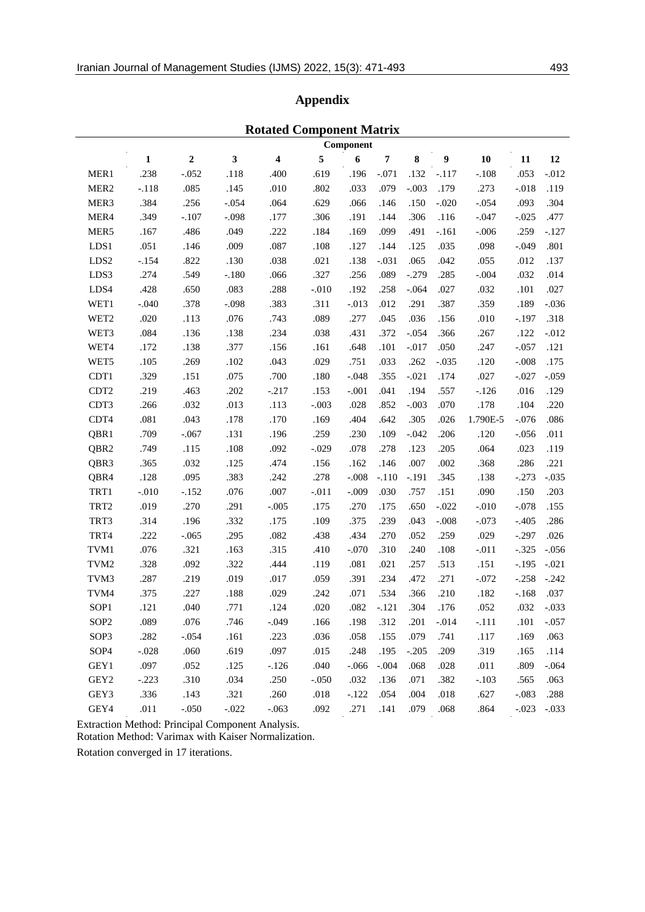# Appendix

**Rotated Component Matrix**

| | Component | | | | | | | | | | | |
|---|---|---|---|---|---|---|---|---|---|---|---|---|
| | **1** | **2** | **3** | **4** | **5** | **6** | **7** | **8** | **9** | **10** | **11** | **12** |
| MER1 | .238 | -.052 | .118 | .400 | .619 | .196 | -.071 | .132 | -.117 | -.108 | .053 | -.012 |
| MER2 | -.118 | .085 | .145 | .010 | .802 | .033 | .079 | -.003 | .179 | .273 | -.018 | .119 |
| MER3 | .384 | .256 | -.054 | .064 | .629 | .066 | .146 | .150 | -.020 | -.054 | .093 | .304 |
| MER4 | .349 | -.107 | -.098 | .177 | .306 | .191 | .144 | .306 | .116 | -.047 | -.025 | .477 |
| MER5 | .167 | .486 | .049 | .222 | .184 | .169 | .099 | .491 | -.161 | -.006 | .259 | -.127 |
| LDS1 | .051 | .146 | .009 | .087 | .108 | .127 | .144 | .125 | .035 | .098 | -.049 | .801 |
| LDS2 | -.154 | .822 | .130 | .038 | .021 | .138 | -.031 | .065 | .042 | .055 | .012 | .137 |
| LDS3 | .274 | .549 | -.180 | .066 | .327 | .256 | .089 | -.279 | .285 | -.004 | .032 | .014 |
| LDS4 | .428 | .650 | .083 | .288 | -.010 | .192 | .258 | -.064 | .027 | .032 | .101 | .027 |
| WET1 | -.040 | .378 | -.098 | .383 | .311 | -.013 | .012 | .291 | .387 | .359 | .189 | -.036 |
| WET2 | .020 | .113 | .076 | .743 | .089 | .277 | .045 | .036 | .156 | .010 | -.197 | .318 |
| WET3 | .084 | .136 | .138 | .234 | .038 | .431 | .372 | -.054 | .366 | .267 | .122 | -.012 |
| WET4 | .172 | .138 | .377 | .156 | .161 | .648 | .101 | -.017 | .050 | .247 | -.057 | .121 |
| WET5 | .105 | .269 | .102 | .043 | .029 | .751 | .033 | .262 | -.035 | .120 | -.008 | .175 |
| CDT1 | .329 | .151 | .075 | .700 | .180 | -.048 | .355 | -.021 | .174 | .027 | -.027 | -.059 |
| CDT2 | .219 | .463 | .202 | -.217 | .153 | -.001 | .041 | .194 | .557 | -.126 | .016 | .129 |
| CDT3 | .266 | .032 | .013 | .113 | -.003 | .028 | .852 | -.003 | .070 | .178 | .104 | .220 |
| CDT4 | .081 | .043 | .178 | .170 | .169 | .404 | .642 | .305 | .026 | 1.790E-5 | -.076 | .086 |
| QBR1 | .709 | -.067 | .131 | .196 | .259 | .230 | .109 | -.042 | .206 | .120 | -.056 | .011 |
| QBR2 | .749 | .115 | .108 | .092 | -.029 | .078 | .278 | .123 | .205 | .064 | .023 | .119 |
| QBR3 | .365 | .032 | .125 | .474 | .156 | .162 | .146 | .007 | .002 | .368 | .286 | .221 |
| QBR4 | .128 | .095 | .383 | .242 | .278 | -.008 | -.110 | -.191 | .345 | .138 | -.273 | -.035 |
| TRT1 | -.010 | -.152 | .076 | .007 | -.011 | -.009 | .030 | .757 | .151 | .090 | .150 | .203 |
| TRT2 | .019 | .270 | .291 | -.005 | .175 | .270 | .175 | .650 | -.022 | -.010 | -.078 | .155 |
| TRT3 | .314 | .196 | .332 | .175 | .109 | .375 | .239 | .043 | -.008 | -.073 | -.405 | .286 |
| TRT4 | .222 | -.065 | .295 | .082 | .438 | .434 | .270 | .052 | .259 | .029 | -.297 | .026 |
| TVM1 | .076 | .321 | .163 | .315 | .410 | -.070 | .310 | .240 | .108 | -.011 | -.325 | -.056 |
| TVM2 | .328 | .092 | .322 | .444 | .119 | .081 | .021 | .257 | .513 | .151 | -.195 | -.021 |
| TVM3 | .287 | .219 | .019 | .017 | .059 | .391 | .234 | .472 | .271 | -.072 | -.258 | -.242 |
| TVM4 | .375 | .227 | .188 | .029 | .242 | .071 | .534 | .366 | .210 | .182 | -.168 | .037 |
| SOP1 | .121 | .040 | .771 | .124 | .020 | .082 | -.121 | .304 | .176 | .052 | .032 | -.033 |
| SOP2 | .089 | .076 | .746 | -.049 | .166 | .198 | .312 | .201 | -.014 | -.111 | .101 | -.057 |
| SOP3 | .282 | -.054 | .161 | .223 | .036 | .058 | .155 | .079 | .741 | .117 | .169 | .063 |
| SOP4 | -.028 | .060 | .619 | .097 | .015 | .248 | .195 | -.205 | .209 | .319 | .165 | .114 |
| GEY1 | .097 | .052 | .125 | -.126 | .040 | -.066 | -.004 | .068 | .028 | .011 | .809 | -.064 |
| GEY2 | -.223 | .310 | .034 | .250 | -.050 | .032 | .136 | .071 | .382 | -.103 | .565 | .063 |
| GEY3 | .336 | .143 | .321 | .260 | .018 | -.122 | .054 | .004 | .018 | .627 | -.083 | .288 |
| GEY4 | .011 | -.050 | -.022 | -.063 | .092 | .271 | .141 | .079 | .068 | .864 | -.023 | -.033 |

Extraction Method: Principal Component Analysis.
Rotation Method: Varimax with Kaiser Normalization.

Rotation converged in 17 iterations.